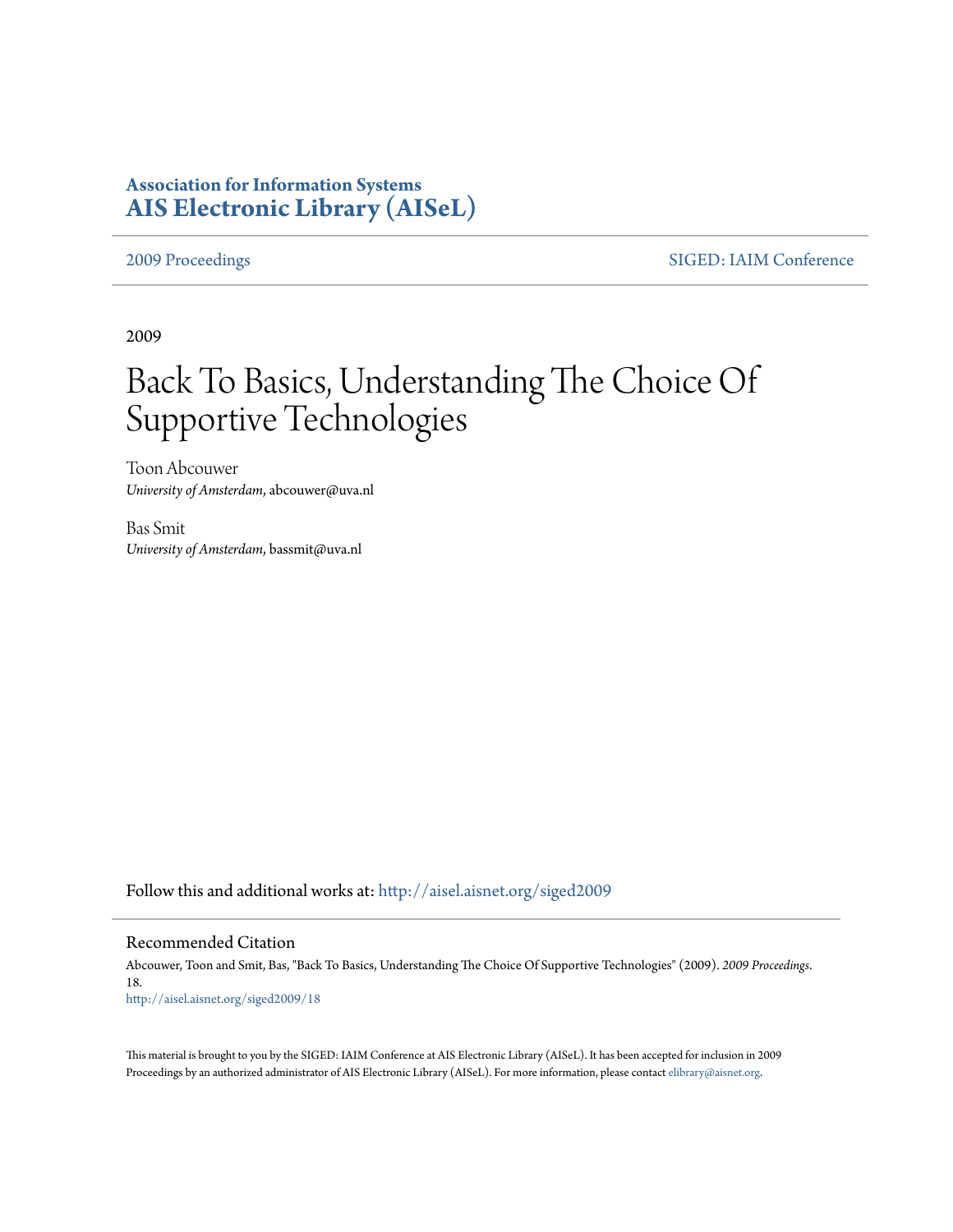**Association for Information Systems**
**AIS Electronic Library (AISeL)**

2009 Proceedings | SIGED: IAIM Conference

2009

# Back To Basics, Understanding The Choice Of Supportive Technologies

Toon Abcouwer
*University of Amsterdam*, abcouwer@uva.nl

Bas Smit
*University of Amsterdam*, bassmit@uva.nl

Follow this and additional works at: http://aisel.aisnet.org/siged2009

## Recommended Citation

Abcouwer, Toon and Smit, Bas, "Back To Basics, Understanding The Choice Of Supportive Technologies" (2009). *2009 Proceedings*. 18.
http://aisel.aisnet.org/siged2009/18

This material is brought to you by the SIGED: IAIM Conference at AIS Electronic Library (AISeL). It has been accepted for inclusion in 2009 Proceedings by an authorized administrator of AIS Electronic Library (AISeL). For more information, please contact elibrary@aisnet.org.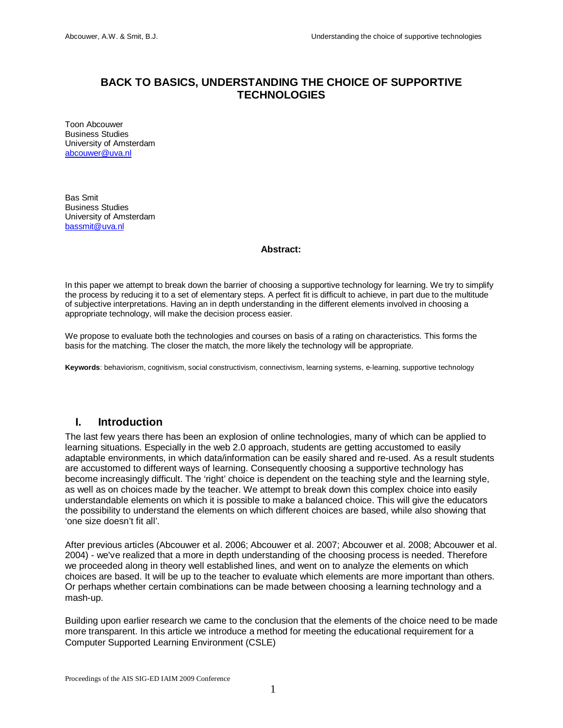# BACK TO BASICS, UNDERSTANDING THE CHOICE OF SUPPORTIVE TECHNOLOGIES

Toon Abcouwer
Business Studies
University of Amsterdam
abcouwer@uva.nl

Bas Smit
Business Studies
University of Amsterdam
bassmit@uva.nl

**Abstract:**

In this paper we attempt to break down the barrier of choosing a supportive technology for learning. We try to simplify the process by reducing it to a set of elementary steps. A perfect fit is difficult to achieve, in part due to the multitude of subjective interpretations. Having an in depth understanding in the different elements involved in choosing a appropriate technology, will make the decision process easier.

We propose to evaluate both the technologies and courses on basis of a rating on characteristics. This forms the basis for the matching. The closer the match, the more likely the technology will be appropriate.

**Keywords**: behaviorism, cognitivism, social constructivism, connectivism, learning systems, e-learning, supportive technology

## I. Introduction

The last few years there has been an explosion of online technologies, many of which can be applied to learning situations. Especially in the web 2.0 approach, students are getting accustomed to easily adaptable environments, in which data/information can be easily shared and re-used. As a result students are accustomed to different ways of learning. Consequently choosing a supportive technology has become increasingly difficult. The 'right' choice is dependent on the teaching style and the learning style, as well as on choices made by the teacher. We attempt to break down this complex choice into easily understandable elements on which it is possible to make a balanced choice. This will give the educators the possibility to understand the elements on which different choices are based, while also showing that 'one size doesn't fit all'.

After previous articles (Abcouwer et al. 2006; Abcouwer et al. 2007; Abcouwer et al. 2008; Abcouwer et al. 2004) - we've realized that a more in depth understanding of the choosing process is needed. Therefore we proceeded along in theory well established lines, and went on to analyze the elements on which choices are based. It will be up to the teacher to evaluate which elements are more important than others. Or perhaps whether certain combinations can be made between choosing a learning technology and a mash-up.

Building upon earlier research we came to the conclusion that the elements of the choice need to be made more transparent. In this article we introduce a method for meeting the educational requirement for a Computer Supported Learning Environment (CSLE)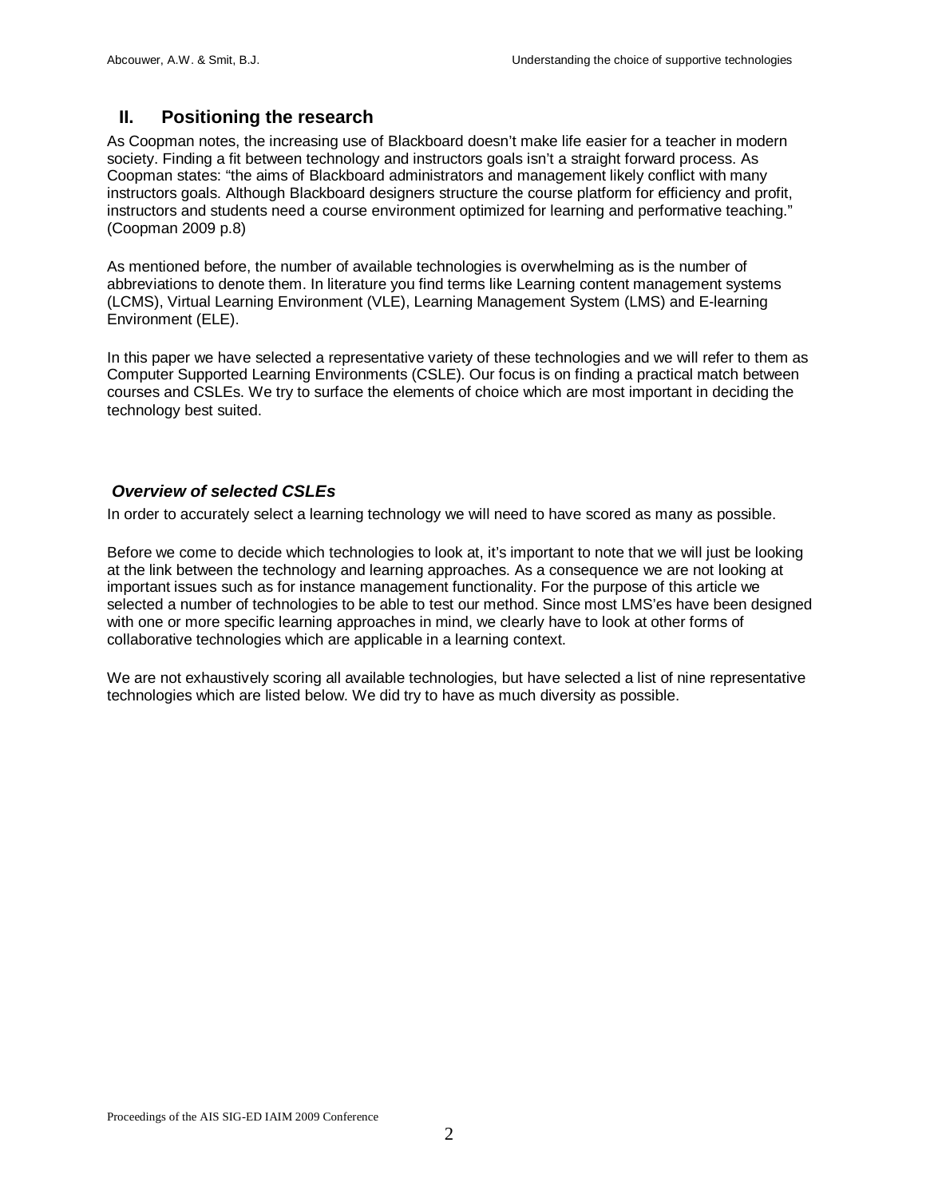## II. Positioning the research

As Coopman notes, the increasing use of Blackboard doesn't make life easier for a teacher in modern society. Finding a fit between technology and instructors goals isn't a straight forward process. As Coopman states: "the aims of Blackboard administrators and management likely conflict with many instructors goals. Although Blackboard designers structure the course platform for efficiency and profit, instructors and students need a course environment optimized for learning and performative teaching." (Coopman 2009 p.8)

As mentioned before, the number of available technologies is overwhelming as is the number of abbreviations to denote them. In literature you find terms like Learning content management systems (LCMS), Virtual Learning Environment (VLE), Learning Management System (LMS) and E-learning Environment (ELE).

In this paper we have selected a representative variety of these technologies and we will refer to them as Computer Supported Learning Environments (CSLE). Our focus is on finding a practical match between courses and CSLEs. We try to surface the elements of choice which are most important in deciding the technology best suited.

### *Overview of selected CSLEs*

In order to accurately select a learning technology we will need to have scored as many as possible.

Before we come to decide which technologies to look at, it's important to note that we will just be looking at the link between the technology and learning approaches. As a consequence we are not looking at important issues such as for instance management functionality. For the purpose of this article we selected a number of technologies to be able to test our method. Since most LMS'es have been designed with one or more specific learning approaches in mind, we clearly have to look at other forms of collaborative technologies which are applicable in a learning context.

We are not exhaustively scoring all available technologies, but have selected a list of nine representative technologies which are listed below. We did try to have as much diversity as possible.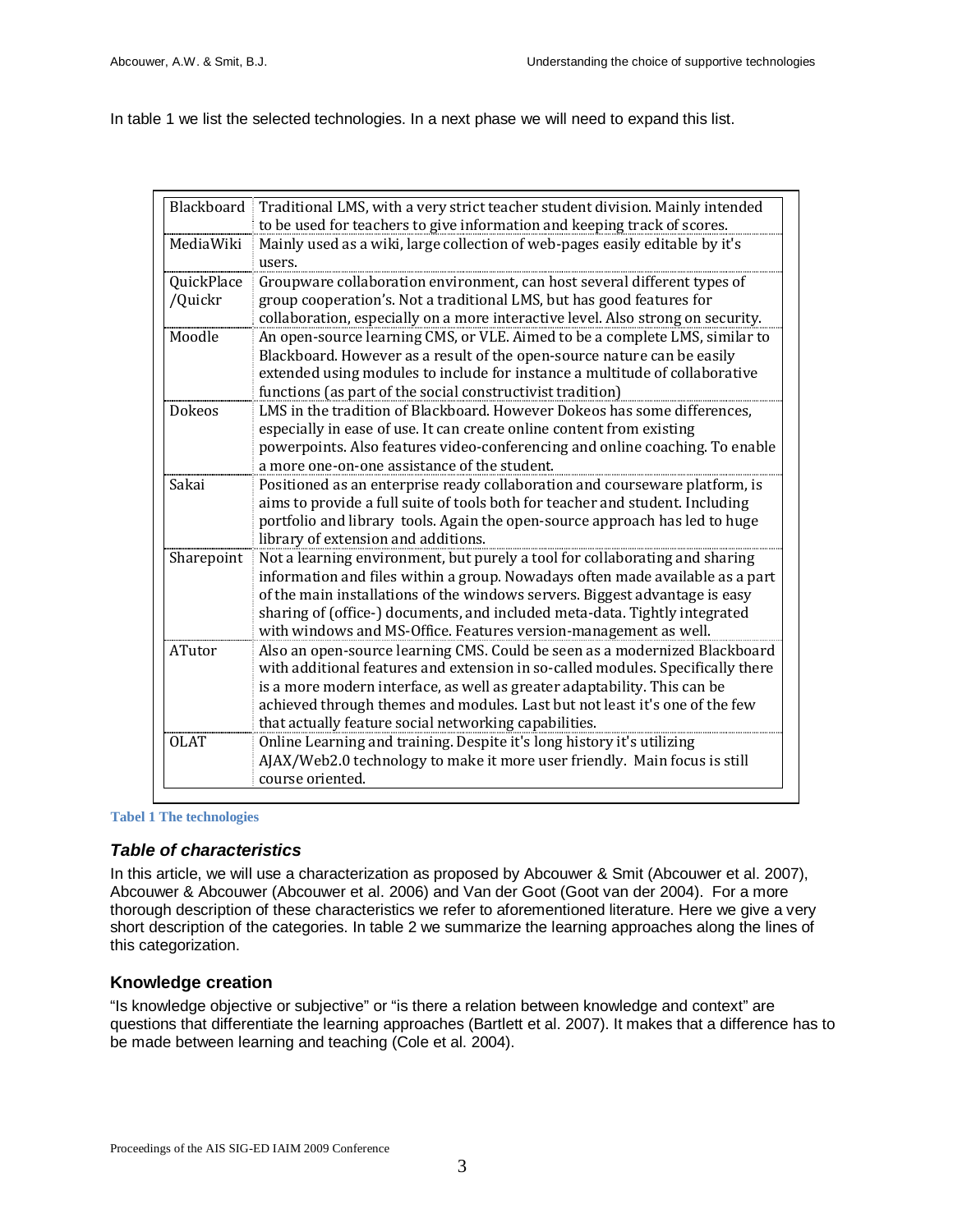In table 1 we list the selected technologies. In a next phase we will need to expand this list.

| | |
|---|---|
| Blackboard | Traditional LMS, with a very strict teacher student division. Mainly intended to be used for teachers to give information and keeping track of scores. |
| MediaWiki | Mainly used as a wiki, large collection of web-pages easily editable by it's users. |
| QuickPlace /Quickr | Groupware collaboration environment, can host several different types of group cooperation's. Not a traditional LMS, but has good features for collaboration, especially on a more interactive level. Also strong on security. |
| Moodle | An open-source learning CMS, or VLE. Aimed to be a complete LMS, similar to Blackboard. However as a result of the open-source nature can be easily extended using modules to include for instance a multitude of collaborative functions (as part of the social constructivist tradition) |
| Dokeos | LMS in the tradition of Blackboard. However Dokeos has some differences, especially in ease of use. It can create online content from existing powerpoints. Also features video-conferencing and online coaching. To enable a more one-on-one assistance of the student. |
| Sakai | Positioned as an enterprise ready collaboration and courseware platform, is aims to provide a full suite of tools both for teacher and student. Including portfolio and library tools. Again the open-source approach has led to huge library of extension and additions. |
| Sharepoint | Not a learning environment, but purely a tool for collaborating and sharing information and files within a group. Nowadays often made available as a part of the main installations of the windows servers. Biggest advantage is easy sharing of (office-) documents, and included meta-data. Tightly integrated with windows and MS-Office. Features version-management as well. |
| ATutor | Also an open-source learning CMS. Could be seen as a modernized Blackboard with additional features and extension in so-called modules. Specifically there is a more modern interface, as well as greater adaptability. This can be achieved through themes and modules. Last but not least it's one of the few that actually feature social networking capabilities. |
| OLAT | Online Learning and training. Despite it's long history it's utilizing AJAX/Web2.0 technology to make it more user friendly. Main focus is still course oriented. |

**Tabel 1 The technologies**

### *Table of characteristics*

In this article, we will use a characterization as proposed by Abcouwer & Smit (Abcouwer et al. 2007), Abcouwer & Abcouwer (Abcouwer et al. 2006) and Van der Goot (Goot van der 2004). For a more thorough description of these characteristics we refer to aforementioned literature. Here we give a very short description of the categories. In table 2 we summarize the learning approaches along the lines of this categorization.

### Knowledge creation

"Is knowledge objective or subjective" or "is there a relation between knowledge and context" are questions that differentiate the learning approaches (Bartlett et al. 2007). It makes that a difference has to be made between learning and teaching (Cole et al. 2004).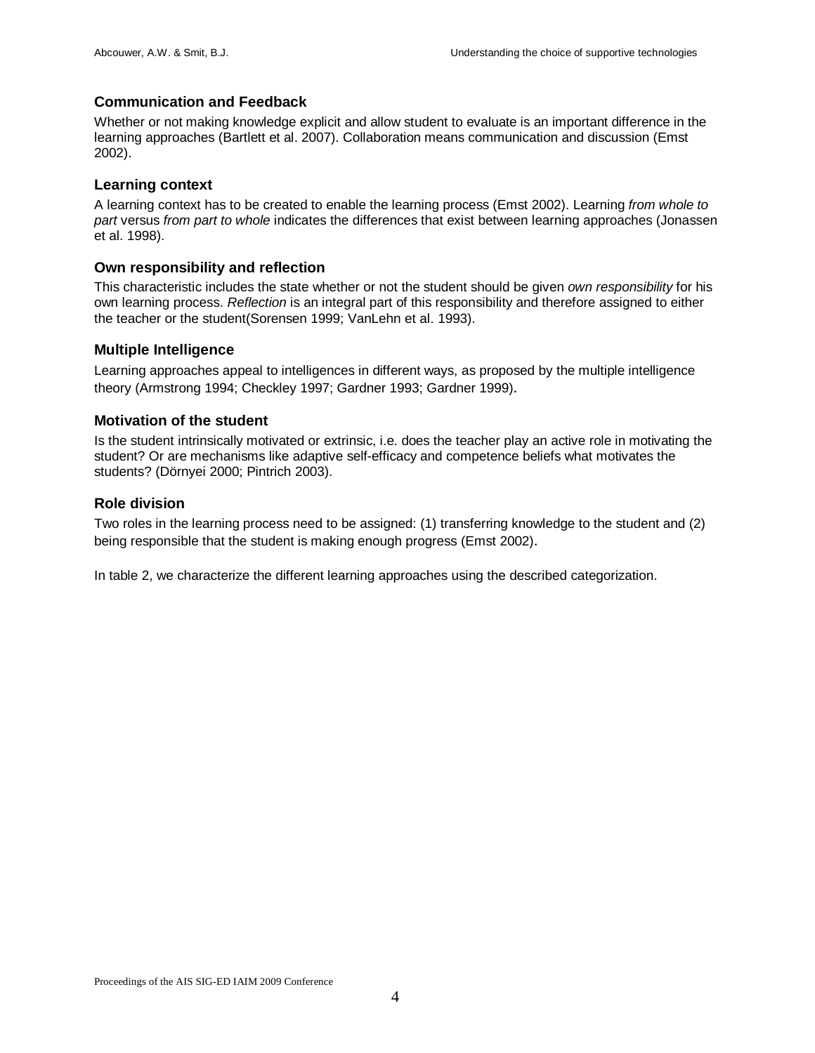### Communication and Feedback

Whether or not making knowledge explicit and allow student to evaluate is an important difference in the learning approaches (Bartlett et al. 2007). Collaboration means communication and discussion (Emst 2002).

### Learning context

A learning context has to be created to enable the learning process (Emst 2002). Learning *from whole to part* versus *from part to whole* indicates the differences that exist between learning approaches (Jonassen et al. 1998).

### Own responsibility and reflection

This characteristic includes the state whether or not the student should be given *own responsibility* for his own learning process. *Reflection* is an integral part of this responsibility and therefore assigned to either the teacher or the student(Sorensen 1999; VanLehn et al. 1993).

### Multiple Intelligence

Learning approaches appeal to intelligences in different ways, as proposed by the multiple intelligence theory (Armstrong 1994; Checkley 1997; Gardner 1993; Gardner 1999).

### Motivation of the student

Is the student intrinsically motivated or extrinsic, i.e. does the teacher play an active role in motivating the student? Or are mechanisms like adaptive self-efficacy and competence beliefs what motivates the students? (Dörnyei 2000; Pintrich 2003).

### Role division

Two roles in the learning process need to be assigned: (1) transferring knowledge to the student and (2) being responsible that the student is making enough progress (Emst 2002).

In table 2, we characterize the different learning approaches using the described categorization.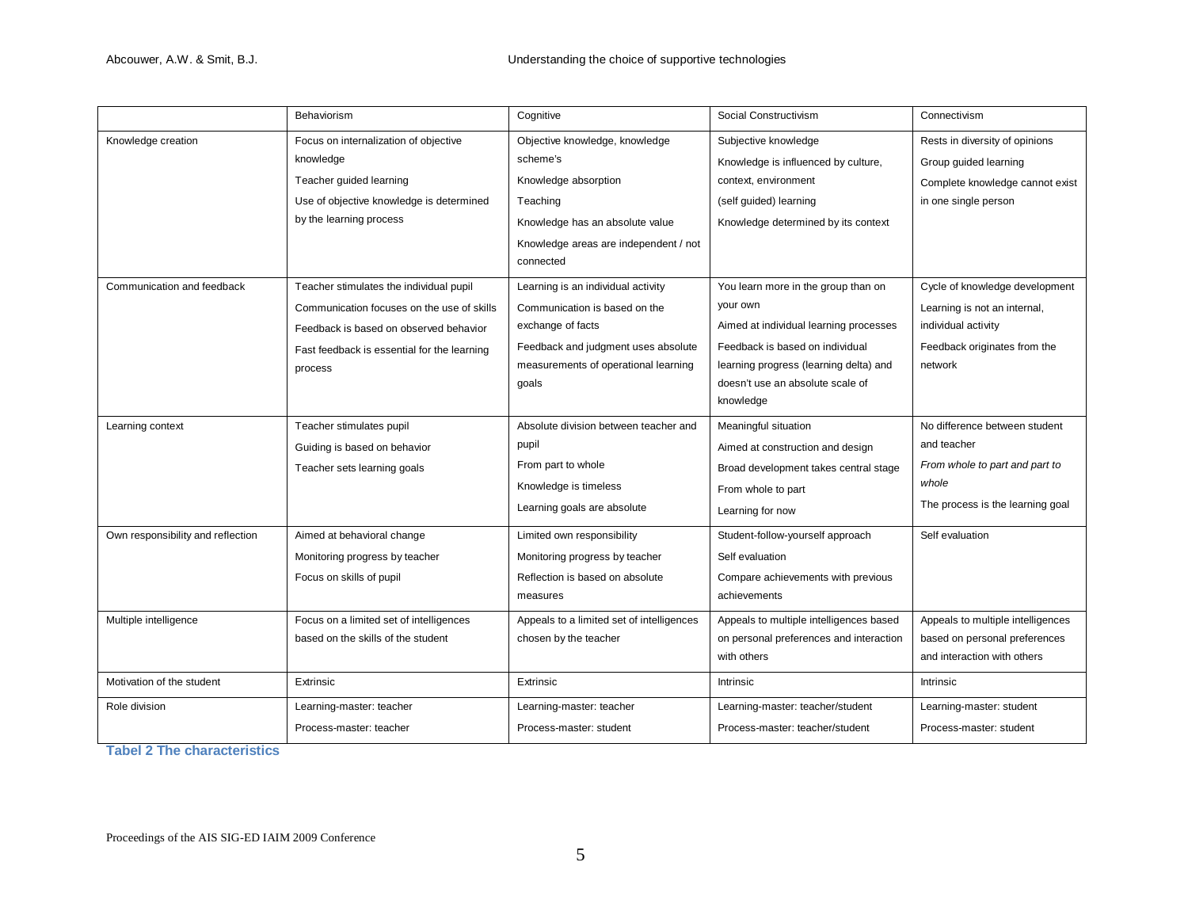| | Behaviorism | Cognitive | Social Constructivism | Connectivism |
|---|---|---|---|---|
| Knowledge creation | Focus on internalization of objective knowledge<br>Teacher guided learning<br>Use of objective knowledge is determined by the learning process | Objective knowledge, knowledge scheme's<br>Knowledge absorption<br>Teaching<br>Knowledge has an absolute value<br>Knowledge areas are independent / not connected | Subjective knowledge<br>Knowledge is influenced by culture, context, environment<br>(self guided) learning<br>Knowledge determined by its context | Rests in diversity of opinions<br>Group guided learning<br>Complete knowledge cannot exist in one single person |
| Communication and feedback | Teacher stimulates the individual pupil<br>Communication focuses on the use of skills<br>Feedback is based on observed behavior<br>Fast feedback is essential for the learning process | Learning is an individual activity<br>Communication is based on the exchange of facts<br>Feedback and judgment uses absolute measurements of operational learning goals | You learn more in the group than on your own<br>Aimed at individual learning processes<br>Feedback is based on individual learning progress (learning delta) and doesn't use an absolute scale of knowledge | Cycle of knowledge development<br>Learning is not an internal, individual activity<br>Feedback originates from the network |
| Learning context | Teacher stimulates pupil<br>Guiding is based on behavior<br>Teacher sets learning goals | Absolute division between teacher and pupil<br>From part to whole<br>Knowledge is timeless<br>Learning goals are absolute | Meaningful situation<br>Aimed at construction and design<br>Broad development takes central stage<br>From whole to part<br>Learning for now | No difference between student and teacher<br>*From whole to part and part to whole*<br>The process is the learning goal |
| Own responsibility and reflection | Aimed at behavioral change<br>Monitoring progress by teacher<br>Focus on skills of pupil | Limited own responsibility<br>Monitoring progress by teacher<br>Reflection is based on absolute measures | Student-follow-yourself approach<br>Self evaluation<br>Compare achievements with previous achievements | Self evaluation |
| Multiple intelligence | Focus on a limited set of intelligences based on the skills of the student | Appeals to a limited set of intelligences chosen by the teacher | Appeals to multiple intelligences based on personal preferences and interaction with others | Appeals to multiple intelligences based on personal preferences and interaction with others |
| Motivation of the student | Extrinsic | Extrinsic | Intrinsic | Intrinsic |
| Role division | Learning-master: teacher<br>Process-master: teacher | Learning-master: teacher<br>Process-master: student | Learning-master: teacher/student<br>Process-master: teacher/student | Learning-master: student<br>Process-master: student |

**Tabel 2 The characteristics**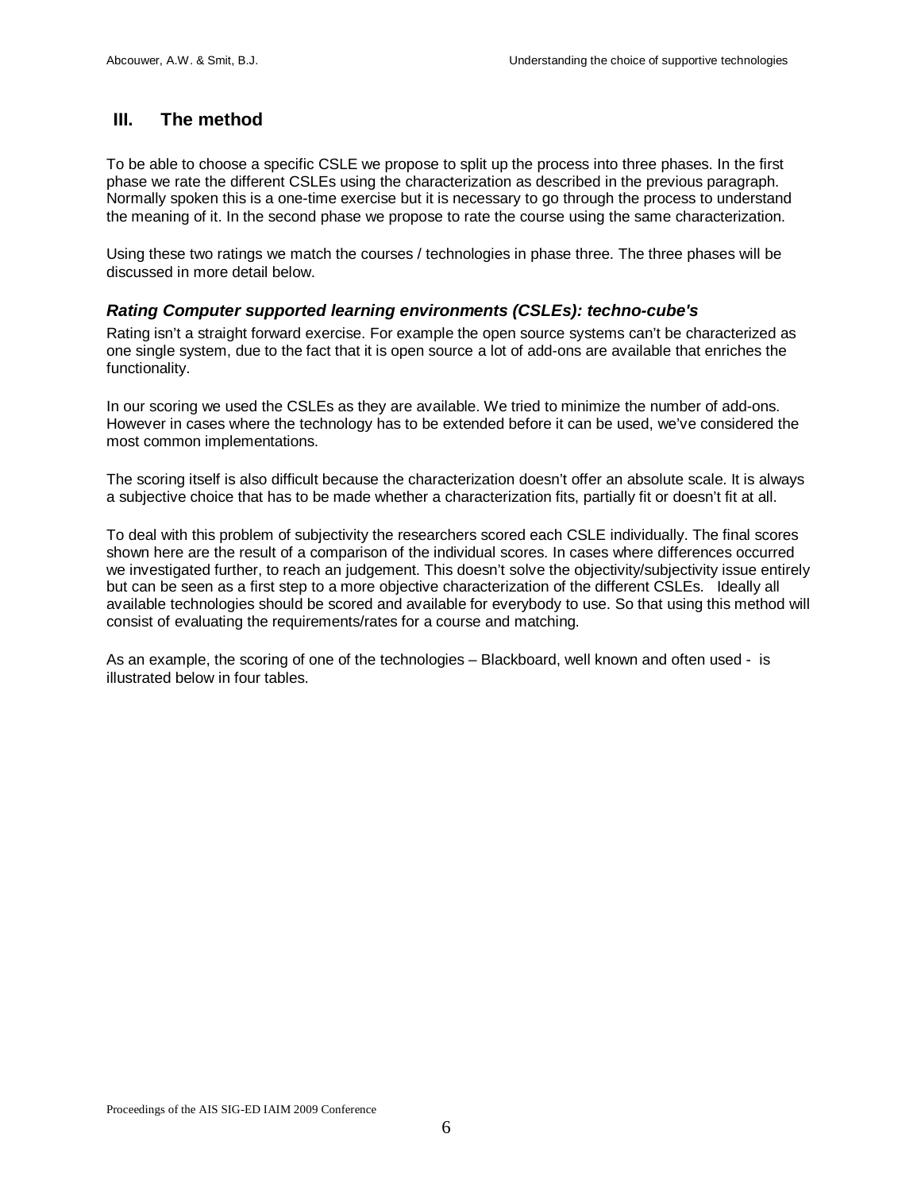## III. The method

To be able to choose a specific CSLE we propose to split up the process into three phases. In the first phase we rate the different CSLEs using the characterization as described in the previous paragraph. Normally spoken this is a one-time exercise but it is necessary to go through the process to understand the meaning of it. In the second phase we propose to rate the course using the same characterization.

Using these two ratings we match the courses / technologies in phase three. The three phases will be discussed in more detail below.

### *Rating Computer supported learning environments (CSLEs): techno-cube's*

Rating isn't a straight forward exercise. For example the open source systems can't be characterized as one single system, due to the fact that it is open source a lot of add-ons are available that enriches the functionality.

In our scoring we used the CSLEs as they are available. We tried to minimize the number of add-ons. However in cases where the technology has to be extended before it can be used, we've considered the most common implementations.

The scoring itself is also difficult because the characterization doesn't offer an absolute scale. It is always a subjective choice that has to be made whether a characterization fits, partially fit or doesn't fit at all.

To deal with this problem of subjectivity the researchers scored each CSLE individually. The final scores shown here are the result of a comparison of the individual scores. In cases where differences occurred we investigated further, to reach an judgement. This doesn't solve the objectivity/subjectivity issue entirely but can be seen as a first step to a more objective characterization of the different CSLEs. Ideally all available technologies should be scored and available for everybody to use. So that using this method will consist of evaluating the requirements/rates for a course and matching.

As an example, the scoring of one of the technologies – Blackboard, well known and often used - is illustrated below in four tables.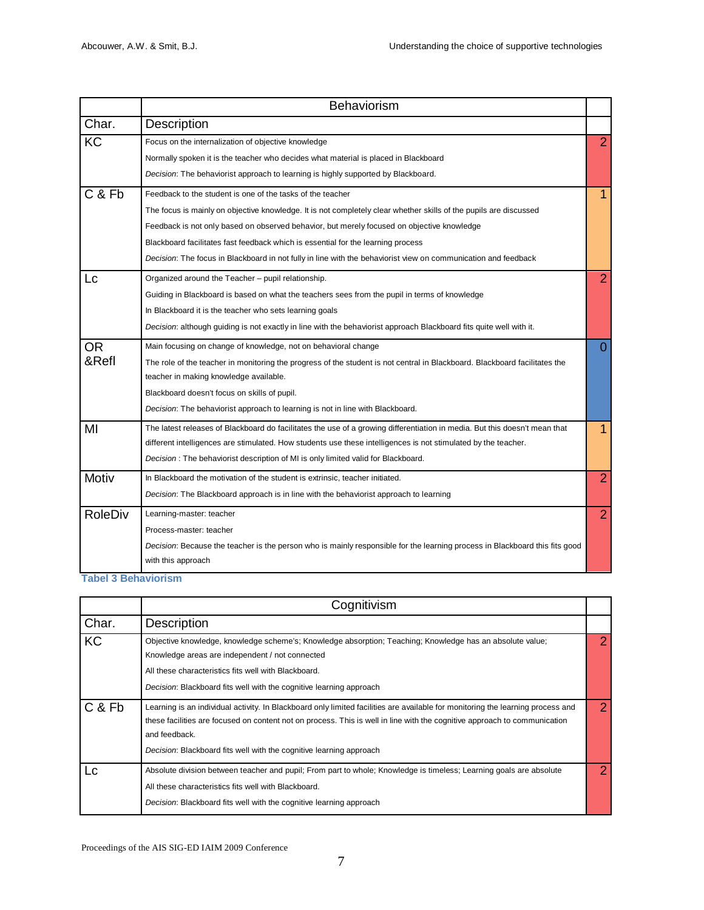| | Behaviorism | |
|---|---|---|
| Char. | Description | |
| KC | Focus on the internalization of objective knowledge<br>Normally spoken it is the teacher who decides what material is placed in Blackboard<br>*Decision*: The behaviorist approach to learning is highly supported by Blackboard. | 2 |
| C & Fb | Feedback to the student is one of the tasks of the teacher<br>The focus is mainly on objective knowledge. It is not completely clear whether skills of the pupils are discussed<br>Feedback is not only based on observed behavior, but merely focused on objective knowledge<br>Blackboard facilitates fast feedback which is essential for the learning process<br>*Decision*: The focus in Blackboard in not fully in line with the behaviorist view on communication and feedback | 1 |
| Lc | Organized around the Teacher – pupil relationship.<br>Guiding in Blackboard is based on what the teachers sees from the pupil in terms of knowledge<br>In Blackboard it is the teacher who sets learning goals<br>*Decision*: although guiding is not exactly in line with the behaviorist approach Blackboard fits quite well with it. | 2 |
| OR &Refl | Main focusing on change of knowledge, not on behavioral change<br>The role of the teacher in monitoring the progress of the student is not central in Blackboard. Blackboard facilitates the teacher in making knowledge available.<br>Blackboard doesn't focus on skills of pupil.<br>*Decision*: The behaviorist approach to learning is not in line with Blackboard. | 0 |
| MI | The latest releases of Blackboard do facilitates the use of a growing differentiation in media. But this doesn't mean that different intelligences are stimulated. How students use these intelligences is not stimulated by the teacher.<br>*Decision* : The behaviorist description of MI is only limited valid for Blackboard. | 1 |
| Motiv | In Blackboard the motivation of the student is extrinsic, teacher initiated.<br>*Decision*: The Blackboard approach is in line with the behaviorist approach to learning | 2 |
| RoleDiv | Learning-master: teacher<br>Process-master: teacher<br>*Decision*: Because the teacher is the person who is mainly responsible for the learning process in Blackboard this fits good with this approach | 2 |

**Tabel 3 Behaviorism**

| | Cognitivism | |
|---|---|---|
| Char. | Description | |
| KC | Objective knowledge, knowledge scheme's; Knowledge absorption; Teaching; Knowledge has an absolute value; Knowledge areas are independent / not connected<br>All these characteristics fits well with Blackboard.<br>*Decision*: Blackboard fits well with the cognitive learning approach | 2 |
| C & Fb | Learning is an individual activity. In Blackboard only limited facilities are available for monitoring the learning process and these facilities are focused on content not on process. This is well in line with the cognitive approach to communication and feedback.<br>*Decision*: Blackboard fits well with the cognitive learning approach | 2 |
| Lc | Absolute division between teacher and pupil; From part to whole; Knowledge is timeless; Learning goals are absolute<br>All these characteristics fits well with Blackboard.<br>*Decision*: Blackboard fits well with the cognitive learning approach | 2 |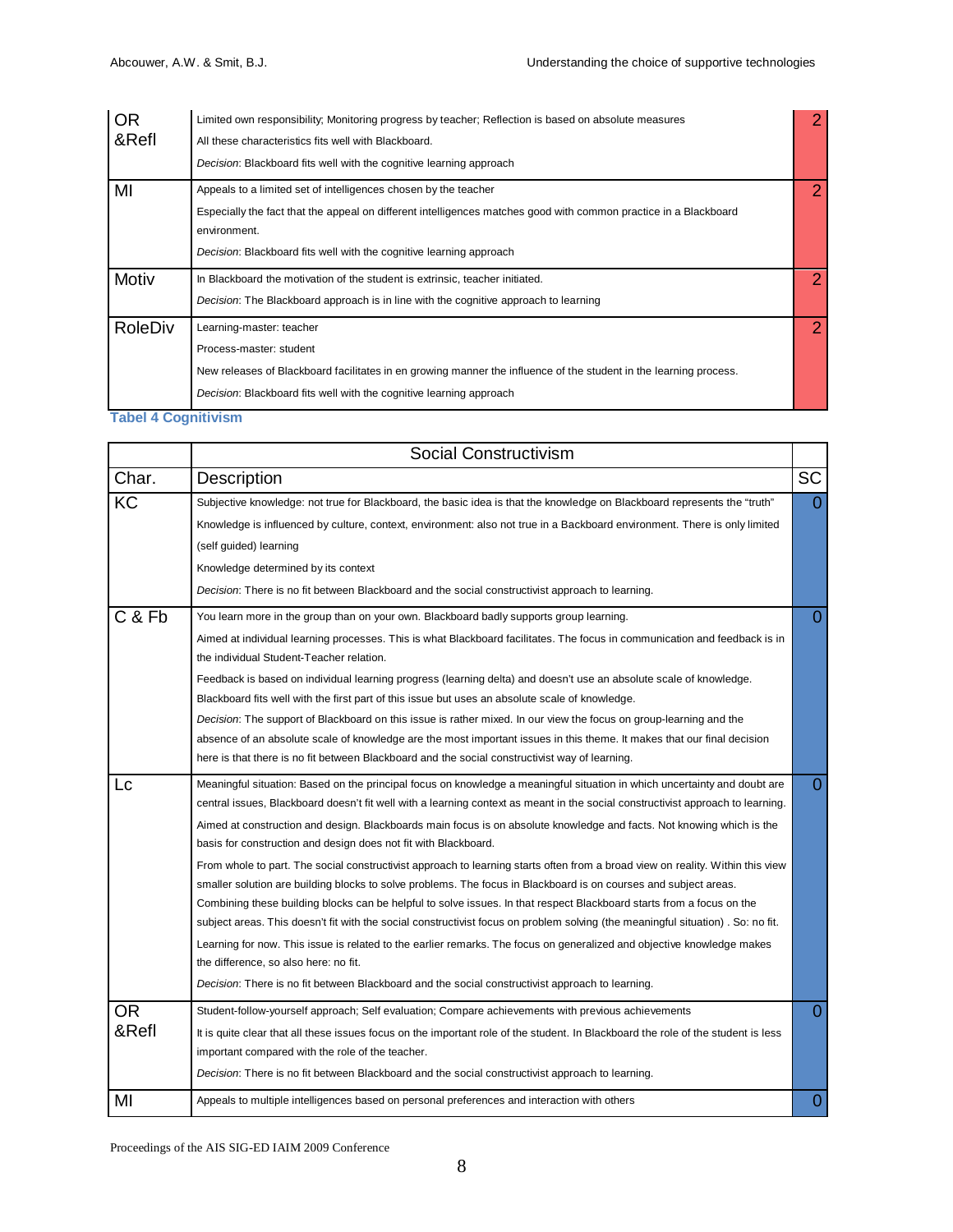| | | |
|---|---|---|
| OR &Refl | Limited own responsibility; Monitoring progress by teacher; Reflection is based on absolute measures<br>All these characteristics fits well with Blackboard.<br>*Decision*: Blackboard fits well with the cognitive learning approach | 2 |
| MI | Appeals to a limited set of intelligences chosen by the teacher<br>Especially the fact that the appeal on different intelligences matches good with common practice in a Blackboard environment.<br>*Decision*: Blackboard fits well with the cognitive learning approach | 2 |
| Motiv | In Blackboard the motivation of the student is extrinsic, teacher initiated.<br>*Decision*: The Blackboard approach is in line with the cognitive approach to learning | 2 |
| RoleDiv | Learning-master: teacher<br>Process-master: student<br>New releases of Blackboard facilitates in en growing manner the influence of the student in the learning process.<br>*Decision*: Blackboard fits well with the cognitive learning approach | 2 |

**Tabel 4 Cognitivism**

| | Social Constructivism | |
|---|---|---|
| Char. | Description | SC |
| KC | Subjective knowledge: not true for Blackboard, the basic idea is that the knowledge on Blackboard represents the "truth"<br>Knowledge is influenced by culture, context, environment: also not true in a Backboard environment. There is only limited (self guided) learning<br>Knowledge determined by its context<br>*Decision*: There is no fit between Blackboard and the social constructivist approach to learning. | 0 |
| C & Fb | You learn more in the group than on your own. Blackboard badly supports group learning.<br>Aimed at individual learning processes. This is what Blackboard facilitates. The focus in communication and feedback is in the individual Student-Teacher relation.<br>Feedback is based on individual learning progress (learning delta) and doesn't use an absolute scale of knowledge. Blackboard fits well with the first part of this issue but uses an absolute scale of knowledge.<br>*Decision*: The support of Blackboard on this issue is rather mixed. In our view the focus on group-learning and the absence of an absolute scale of knowledge are the most important issues in this theme. It makes that our final decision here is that there is no fit between Blackboard and the social constructivist way of learning. | 0 |
| Lc | Meaningful situation: Based on the principal focus on knowledge a meaningful situation in which uncertainty and doubt are central issues, Blackboard doesn't fit well with a learning context as meant in the social constructivist approach to learning.<br>Aimed at construction and design. Blackboards main focus is on absolute knowledge and facts. Not knowing which is the basis for construction and design does not fit with Blackboard.<br>From whole to part. The social constructivist approach to learning starts often from a broad view on reality. Within this view smaller solution are building blocks to solve problems. The focus in Blackboard is on courses and subject areas. Combining these building blocks can be helpful to solve issues. In that respect Blackboard starts from a focus on the subject areas. This doesn't fit with the social constructivist focus on problem solving (the meaningful situation) . So: no fit.<br>Learning for now. This issue is related to the earlier remarks. The focus on generalized and objective knowledge makes the difference, so also here: no fit.<br>*Decision*: There is no fit between Blackboard and the social constructivist approach to learning. | 0 |
| OR &Refl | Student-follow-yourself approach; Self evaluation; Compare achievements with previous achievements<br>It is quite clear that all these issues focus on the important role of the student. In Blackboard the role of the student is less important compared with the role of the teacher.<br>*Decision*: There is no fit between Blackboard and the social constructivist approach to learning. | 0 |
| MI | Appeals to multiple intelligences based on personal preferences and interaction with others | 0 |

Proceedings of the AIS SIG-ED IAIM 2009 Conference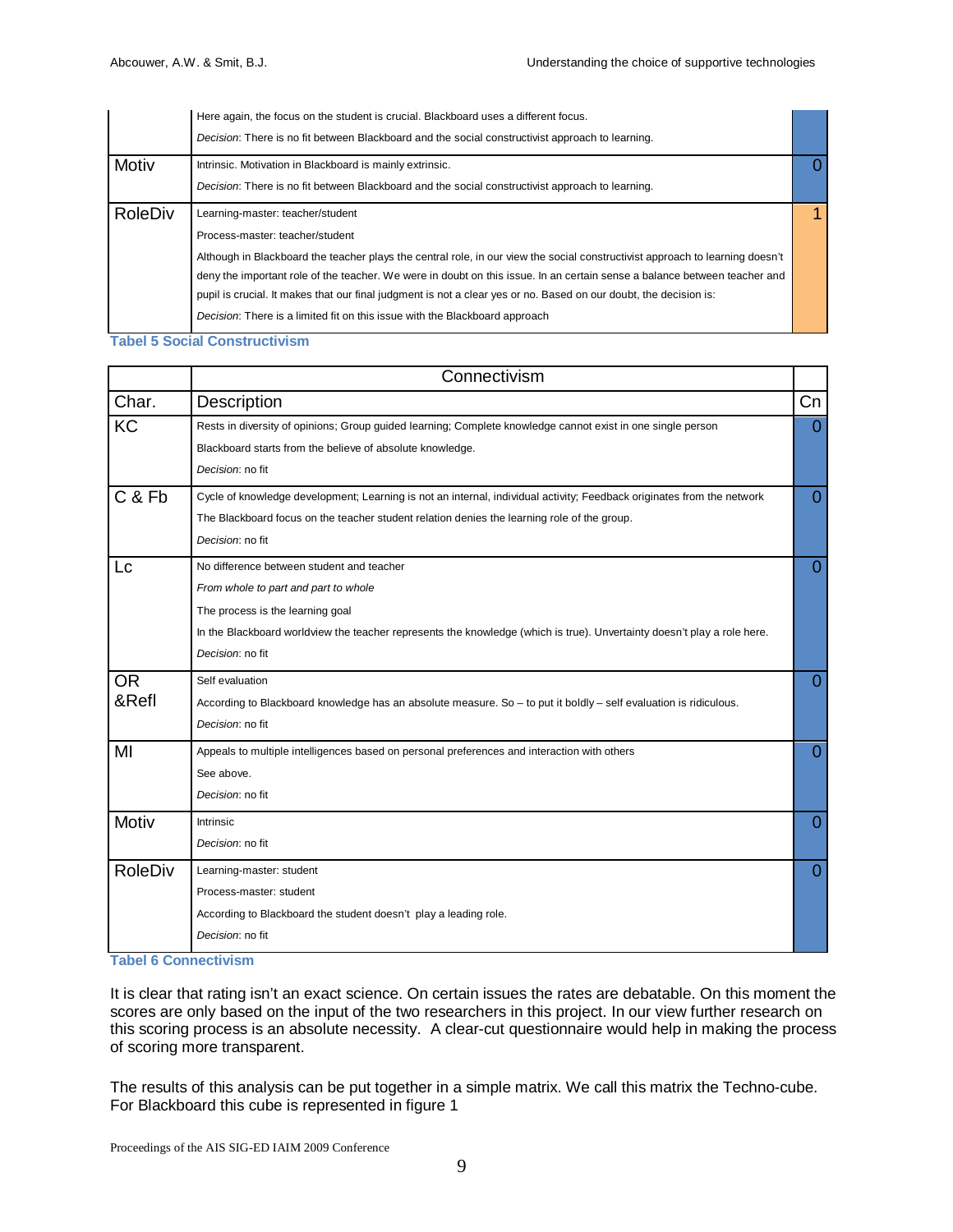| | | |
|---|---|---|
| | Here again, the focus on the student is crucial. Blackboard uses a different focus. *Decision*: There is no fit between Blackboard and the social constructivist approach to learning. | |
| Motiv | Intrinsic. Motivation in Blackboard is mainly extrinsic. *Decision*: There is no fit between Blackboard and the social constructivist approach to learning. | 0 |
| RoleDiv | Learning-master: teacher/student Process-master: teacher/student Although in Blackboard the teacher plays the central role, in our view the social constructivist approach to learning doesn't deny the important role of the teacher. We were in doubt on this issue. In an certain sense a balance between teacher and pupil is crucial. It makes that our final judgment is not a clear yes or no. Based on our doubt, the decision is: *Decision*: There is a limited fit on this issue with the Blackboard approach | 1 |

**Tabel 5 Social Constructivism**

| | Connectivism | |
|---|---|---|
| Char. | Description | Cn |
| KC | Rests in diversity of opinions; Group guided learning; Complete knowledge cannot exist in one single person Blackboard starts from the believe of absolute knowledge. *Decision*: no fit | 0 |
| C & Fb | Cycle of knowledge development; Learning is not an internal, individual activity; Feedback originates from the network The Blackboard focus on the teacher student relation denies the learning role of the group. *Decision*: no fit | 0 |
| Lc | No difference between student and teacher *From whole to part and part to whole* The process is the learning goal In the Blackboard worldview the teacher represents the knowledge (which is true). Unvertainty doesn't play a role here. *Decision*: no fit | 0 |
| OR &Refl | Self evaluation According to Blackboard knowledge has an absolute measure. So – to put it boldly – self evaluation is ridiculous. *Decision*: no fit | 0 |
| MI | Appeals to multiple intelligences based on personal preferences and interaction with others See above. *Decision*: no fit | 0 |
| Motiv | Intrinsic *Decision*: no fit | 0 |
| RoleDiv | Learning-master: student Process-master: student According to Blackboard the student doesn't play a leading role. *Decision*: no fit | 0 |

**Tabel 6 Connectivism**

It is clear that rating isn't an exact science. On certain issues the rates are debatable. On this moment the scores are only based on the input of the two researchers in this project. In our view further research on this scoring process is an absolute necessity. A clear-cut questionnaire would help in making the process of scoring more transparent.

The results of this analysis can be put together in a simple matrix. We call this matrix the Techno-cube. For Blackboard this cube is represented in figure 1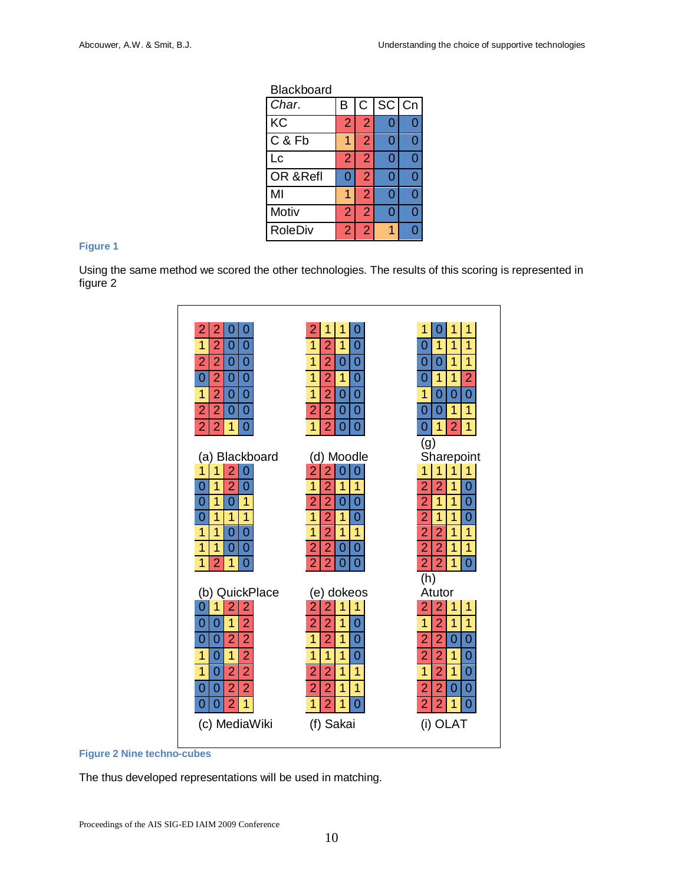Blackboard

| Char. | B | C | SC | Cn |
|---|---|---|---|---|
| KC | 2 | 2 | 0 | 0 |
| C & Fb | 1 | 2 | 0 | 0 |
| Lc | 2 | 2 | 0 | 0 |
| OR &Refl | 0 | 2 | 0 | 0 |
| MI | 1 | 2 | 0 | 0 |
| Motiv | 2 | 2 | 0 | 0 |
| RoleDiv | 2 | 2 | 1 | 0 |

**Figure 1**

Using the same method we scored the other technologies. The results of this scoring is represented in figure 2

(a) Blackboard

| | | | |
|---|---|---|---|
| 2 | 2 | 0 | 0 |
| 1 | 2 | 0 | 0 |
| 2 | 2 | 0 | 0 |
| 0 | 2 | 0 | 0 |
| 1 | 2 | 0 | 0 |
| 2 | 2 | 0 | 0 |
| 2 | 2 | 1 | 0 |

(d) Moodle

| | | | |
|---|---|---|---|
| 2 | 1 | 1 | 0 |
| 1 | 2 | 1 | 0 |
| 1 | 2 | 0 | 0 |
| 1 | 2 | 1 | 0 |
| 1 | 2 | 0 | 0 |
| 2 | 2 | 0 | 0 |
| 1 | 2 | 0 | 0 |

(g) Sharepoint

| | | | |
|---|---|---|---|
| 1 | 0 | 1 | 1 |
| 0 | 1 | 1 | 1 |
| 0 | 0 | 1 | 1 |
| 0 | 1 | 1 | 2 |
| 1 | 0 | 0 | 0 |
| 0 | 0 | 1 | 1 |
| 0 | 1 | 2 | 1 |

(b) QuickPlace

| | | | |
|---|---|---|---|
| 1 | 1 | 2 | 0 |
| 0 | 1 | 2 | 0 |
| 0 | 1 | 0 | 1 |
| 0 | 1 | 1 | 1 |
| 1 | 1 | 0 | 0 |
| 1 | 1 | 0 | 0 |
| 1 | 2 | 1 | 0 |

(e) dokeos

| | | | |
|---|---|---|---|
| 2 | 2 | 0 | 0 |
| 1 | 2 | 1 | 1 |
| 2 | 2 | 0 | 0 |
| 1 | 2 | 1 | 0 |
| 1 | 2 | 1 | 1 |
| 2 | 2 | 0 | 0 |
| 2 | 2 | 0 | 0 |

(h) Atutor

| | | | |
|---|---|---|---|
| 1 | 1 | 1 | 1 |
| 2 | 2 | 1 | 0 |
| 2 | 1 | 1 | 0 |
| 2 | 1 | 1 | 0 |
| 2 | 2 | 1 | 1 |
| 2 | 2 | 1 | 1 |
| 2 | 2 | 1 | 0 |

(c) MediaWiki

| | | | |
|---|---|---|---|
| 0 | 1 | 2 | 2 |
| 0 | 0 | 1 | 2 |
| 0 | 0 | 2 | 2 |
| 1 | 0 | 1 | 2 |
| 1 | 0 | 2 | 2 |
| 0 | 0 | 2 | 2 |
| 0 | 0 | 2 | 1 |

(f) Sakai

| | | | |
|---|---|---|---|
| 2 | 2 | 1 | 1 |
| 2 | 2 | 1 | 0 |
| 1 | 2 | 1 | 0 |
| 1 | 1 | 1 | 0 |
| 2 | 2 | 1 | 1 |
| 2 | 2 | 1 | 1 |
| 1 | 2 | 1 | 0 |

(i) OLAT

| | | | |
|---|---|---|---|
| 2 | 2 | 1 | 1 |
| 1 | 2 | 1 | 1 |
| 2 | 2 | 0 | 0 |
| 2 | 2 | 1 | 0 |
| 1 | 2 | 1 | 0 |
| 2 | 2 | 0 | 0 |
| 2 | 2 | 1 | 0 |

**Figure 2 Nine techno-cubes**

The thus developed representations will be used in matching.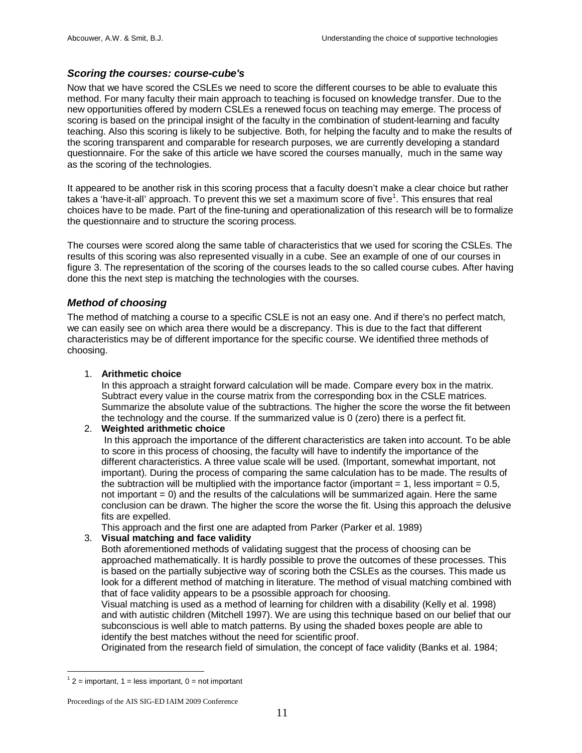### *Scoring the courses: course-cube's*

Now that we have scored the CSLEs we need to score the different courses to be able to evaluate this method. For many faculty their main approach to teaching is focused on knowledge transfer. Due to the new opportunities offered by modern CSLEs a renewed focus on teaching may emerge. The process of scoring is based on the principal insight of the faculty in the combination of student-learning and faculty teaching. Also this scoring is likely to be subjective. Both, for helping the faculty and to make the results of the scoring transparent and comparable for research purposes, we are currently developing a standard questionnaire. For the sake of this article we have scored the courses manually, much in the same way as the scoring of the technologies.

It appeared to be another risk in this scoring process that a faculty doesn't make a clear choice but rather takes a 'have-it-all' approach. To prevent this we set a maximum score of five[1]. This ensures that real choices have to be made. Part of the fine-tuning and operationalization of this research will be to formalize the questionnaire and to structure the scoring process.

The courses were scored along the same table of characteristics that we used for scoring the CSLEs. The results of this scoring was also represented visually in a cube. See an example of one of our courses in figure 3. The representation of the scoring of the courses leads to the so called course cubes. After having done this the next step is matching the technologies with the courses.

### *Method of choosing*

The method of matching a course to a specific CSLE is not an easy one. And if there's no perfect match, we can easily see on which area there would be a discrepancy. This is due to the fact that different characteristics may be of different importance for the specific course. We identified three methods of choosing.

1. **Arithmetic choice**
   In this approach a straight forward calculation will be made. Compare every box in the matrix. Subtract every value in the course matrix from the corresponding box in the CSLE matrices. Summarize the absolute value of the subtractions. The higher the score the worse the fit between the technology and the course. If the summarized value is 0 (zero) there is a perfect fit.
2. **Weighted arithmetic choice**
   In this approach the importance of the different characteristics are taken into account. To be able to score in this process of choosing, the faculty will have to indentify the importance of the different characteristics. A three value scale will be used. (Important, somewhat important, not important). During the process of comparing the same calculation has to be made. The results of the subtraction will be multiplied with the importance factor (important = 1, less important = 0.5, not important = 0) and the results of the calculations will be summarized again. Here the same conclusion can be drawn. The higher the score the worse the fit. Using this approach the delusive fits are expelled.
   This approach and the first one are adapted from Parker (Parker et al. 1989)
3. **Visual matching and face validity**
   Both aforementioned methods of validating suggest that the process of choosing can be approached mathematically. It is hardly possible to prove the outcomes of these processes. This is based on the partially subjective way of scoring both the CSLEs as the courses. This made us look for a different method of matching in literature. The method of visual matching combined with that of face validity appears to be a psossible approach for choosing.
   Visual matching is used as a method of learning for children with a disability (Kelly et al. 1998) and with autistic children (Mitchell 1997). We are using this technique based on our belief that our subconscious is well able to match patterns. By using the shaded boxes people are able to identify the best matches without the need for scientific proof.
   Originated from the research field of simulation, the concept of face validity (Banks et al. 1984;

---

[1] 2 = important, 1 = less important, 0 = not important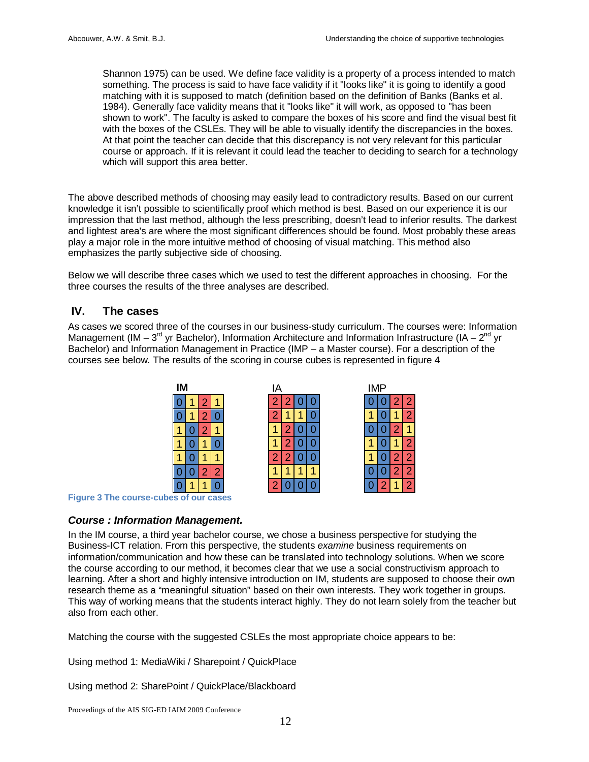Shannon 1975) can be used. We define face validity is a property of a process intended to match something. The process is said to have face validity if it "looks like" it is going to identify a good matching with it is supposed to match (definition based on the definition of Banks (Banks et al. 1984). Generally face validity means that it "looks like" it will work, as opposed to "has been shown to work". The faculty is asked to compare the boxes of his score and find the visual best fit with the boxes of the CSLEs. They will be able to visually identify the discrepancies in the boxes. At that point the teacher can decide that this discrepancy is not very relevant for this particular course or approach. If it is relevant it could lead the teacher to deciding to search for a technology which will support this area better.

The above described methods of choosing may easily lead to contradictory results. Based on our current knowledge it isn't possible to scientifically proof which method is best. Based on our experience it is our impression that the last method, although the less prescribing, doesn't lead to inferior results. The darkest and lightest area's are where the most significant differences should be found. Most probably these areas play a major role in the more intuitive method of choosing of visual matching. This method also emphasizes the partly subjective side of choosing.

Below we will describe three cases which we used to test the different approaches in choosing. For the three courses the results of the three analyses are described.

## IV. The cases

As cases we scored three of the courses in our business-study curriculum. The courses were: Information Management (IM – 3rd yr Bachelor), Information Architecture and Information Infrastructure (IA – 2nd yr Bachelor) and Information Management in Practice (IMP – a Master course). For a description of the courses see below. The results of the scoring in course cubes is represented in figure 4

**IM**

| | | | |
|---|---|---|---|
| 0 | 1 | 2 | 1 |
| 0 | 1 | 2 | 0 |
| 1 | 0 | 2 | 1 |
| 1 | 0 | 1 | 0 |
| 1 | 0 | 1 | 1 |
| 0 | 0 | 2 | 2 |
| 0 | 1 | 1 | 0 |

IA

| | | | |
|---|---|---|---|
| 2 | 2 | 0 | 0 |
| 2 | 1 | 1 | 0 |
| 1 | 2 | 0 | 0 |
| 1 | 2 | 0 | 0 |
| 2 | 2 | 0 | 0 |
| 1 | 1 | 1 | 1 |
| 2 | 0 | 0 | 0 |

IMP

| | | | |
|---|---|---|---|
| 0 | 0 | 2 | 2 |
| 1 | 0 | 1 | 2 |
| 0 | 0 | 2 | 1 |
| 1 | 0 | 1 | 2 |
| 1 | 0 | 2 | 2 |
| 0 | 0 | 2 | 2 |
| 0 | 2 | 1 | 2 |

**Figure 3 The course-cubes of our cases**

### *Course : Information Management.*

In the IM course, a third year bachelor course, we chose a business perspective for studying the Business-ICT relation. From this perspective, the students *examine* business requirements on information/communication and how these can be translated into technology solutions. When we score the course according to our method, it becomes clear that we use a social constructivism approach to learning. After a short and highly intensive introduction on IM, students are supposed to choose their own research theme as a "meaningful situation" based on their own interests. They work together in groups. This way of working means that the students interact highly. They do not learn solely from the teacher but also from each other.

Matching the course with the suggested CSLEs the most appropriate choice appears to be:

Using method 1: MediaWiki / Sharepoint / QuickPlace

Using method 2: SharePoint / QuickPlace/Blackboard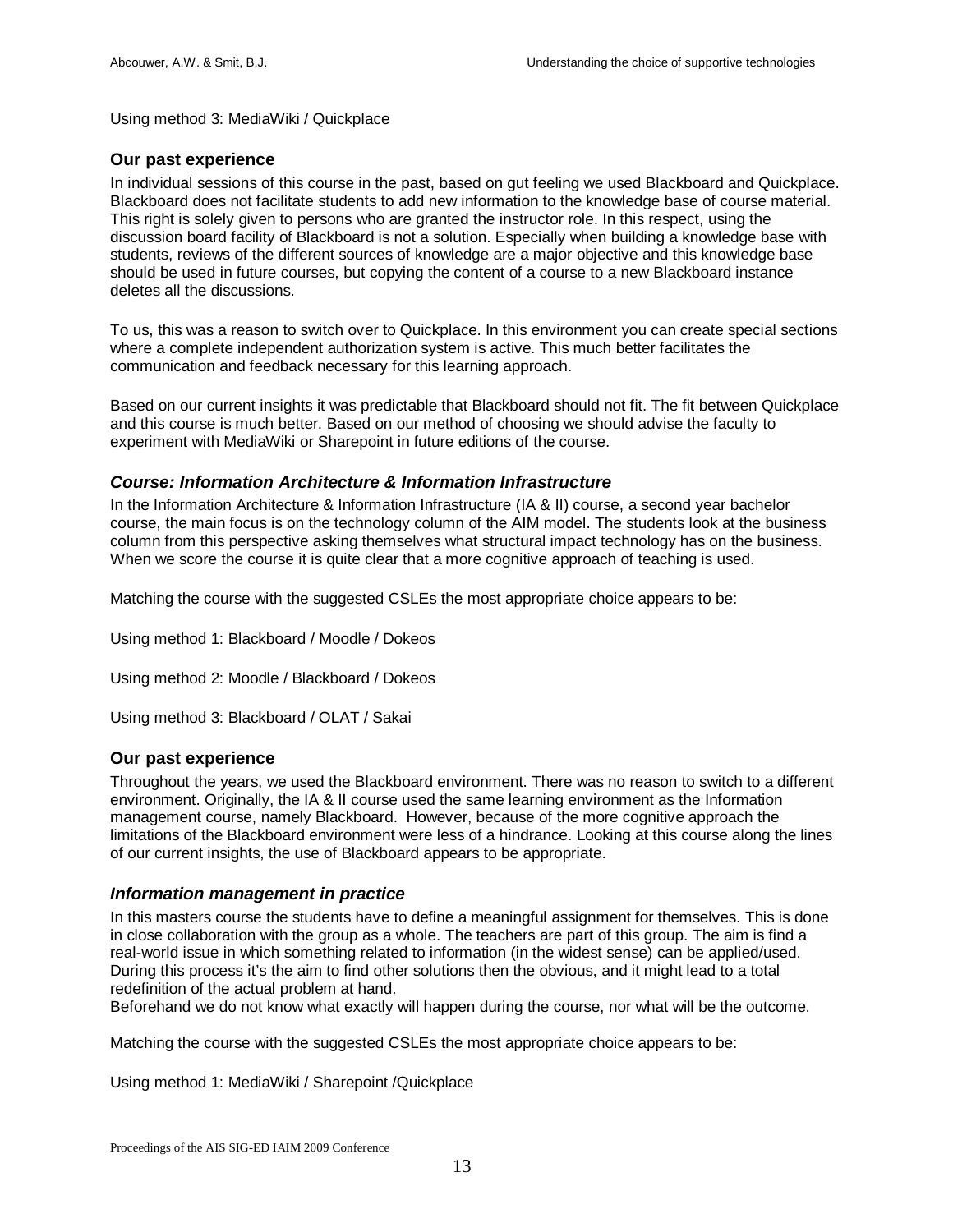Using method 3: MediaWiki / Quickplace

### Our past experience

In individual sessions of this course in the past, based on gut feeling we used Blackboard and Quickplace. Blackboard does not facilitate students to add new information to the knowledge base of course material. This right is solely given to persons who are granted the instructor role. In this respect, using the discussion board facility of Blackboard is not a solution. Especially when building a knowledge base with students, reviews of the different sources of knowledge are a major objective and this knowledge base should be used in future courses, but copying the content of a course to a new Blackboard instance deletes all the discussions.

To us, this was a reason to switch over to Quickplace. In this environment you can create special sections where a complete independent authorization system is active. This much better facilitates the communication and feedback necessary for this learning approach.

Based on our current insights it was predictable that Blackboard should not fit. The fit between Quickplace and this course is much better. Based on our method of choosing we should advise the faculty to experiment with MediaWiki or Sharepoint in future editions of the course.

### *Course: Information Architecture & Information Infrastructure*

In the Information Architecture & Information Infrastructure (IA & II) course, a second year bachelor course, the main focus is on the technology column of the AIM model. The students look at the business column from this perspective asking themselves what structural impact technology has on the business. When we score the course it is quite clear that a more cognitive approach of teaching is used.

Matching the course with the suggested CSLEs the most appropriate choice appears to be:

Using method 1: Blackboard / Moodle / Dokeos

Using method 2: Moodle / Blackboard / Dokeos

Using method 3: Blackboard / OLAT / Sakai

### Our past experience

Throughout the years, we used the Blackboard environment. There was no reason to switch to a different environment. Originally, the IA & II course used the same learning environment as the Information management course, namely Blackboard. However, because of the more cognitive approach the limitations of the Blackboard environment were less of a hindrance. Looking at this course along the lines of our current insights, the use of Blackboard appears to be appropriate.

### *Information management in practice*

In this masters course the students have to define a meaningful assignment for themselves. This is done in close collaboration with the group as a whole. The teachers are part of this group. The aim is find a real-world issue in which something related to information (in the widest sense) can be applied/used. During this process it's the aim to find other solutions then the obvious, and it might lead to a total redefinition of the actual problem at hand.
Beforehand we do not know what exactly will happen during the course, nor what will be the outcome.

Matching the course with the suggested CSLEs the most appropriate choice appears to be:

Using method 1: MediaWiki / Sharepoint /Quickplace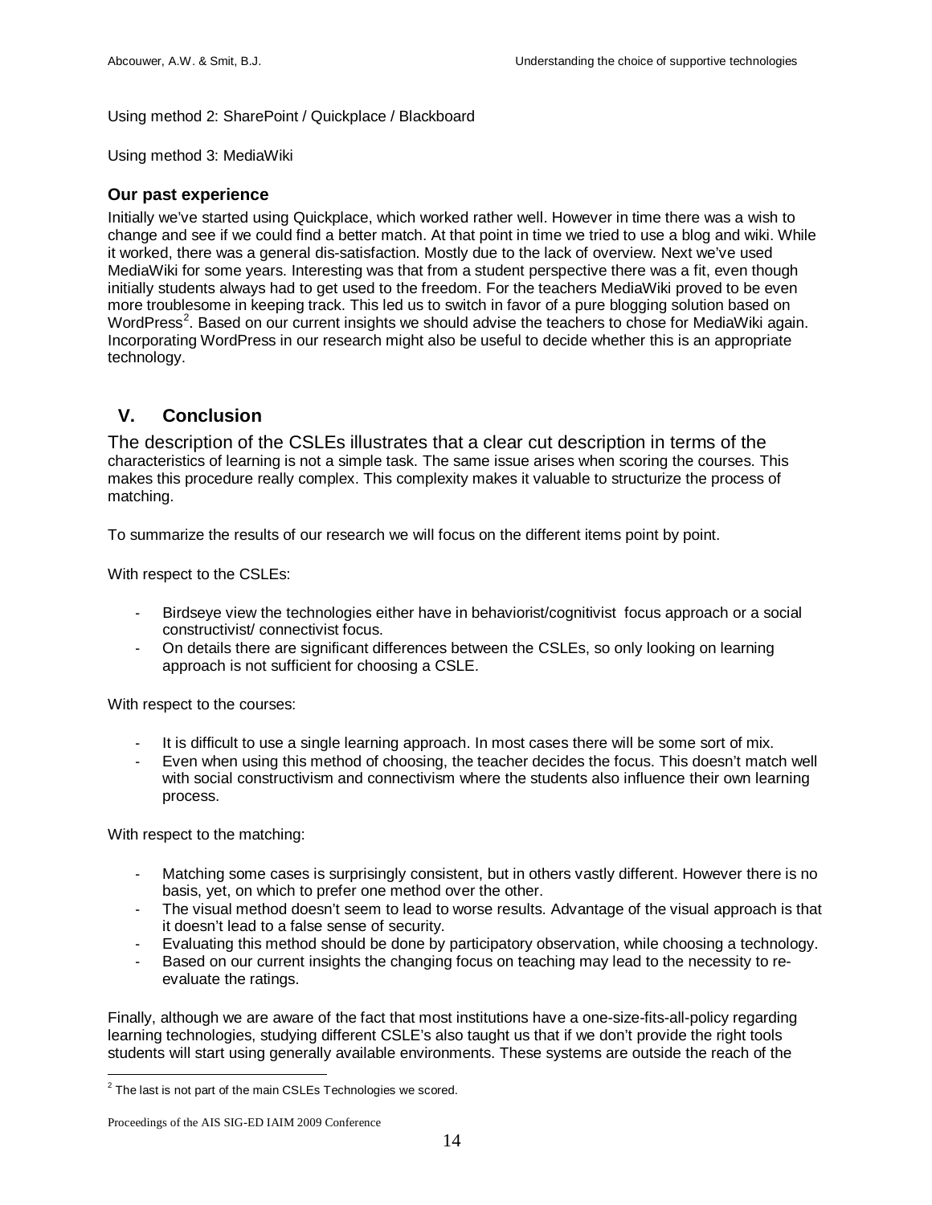Using method 2: SharePoint / Quickplace / Blackboard

Using method 3: MediaWiki

### Our past experience

Initially we've started using Quickplace, which worked rather well. However in time there was a wish to change and see if we could find a better match. At that point in time we tried to use a blog and wiki. While it worked, there was a general dis-satisfaction. Mostly due to the lack of overview. Next we've used MediaWiki for some years. Interesting was that from a student perspective there was a fit, even though initially students always had to get used to the freedom. For the teachers MediaWiki proved to be even more troublesome in keeping track. This led us to switch in favor of a pure blogging solution based on WordPress[2]. Based on our current insights we should advise the teachers to chose for MediaWiki again. Incorporating WordPress in our research might also be useful to decide whether this is an appropriate technology.

## V. Conclusion

The description of the CSLEs illustrates that a clear cut description in terms of the characteristics of learning is not a simple task. The same issue arises when scoring the courses. This makes this procedure really complex. This complexity makes it valuable to structurize the process of matching.

To summarize the results of our research we will focus on the different items point by point.

With respect to the CSLEs:

- Birdseye view the technologies either have in behaviorist/cognitivist focus approach or a social constructivist/ connectivist focus.
- On details there are significant differences between the CSLEs, so only looking on learning approach is not sufficient for choosing a CSLE.

With respect to the courses:

- It is difficult to use a single learning approach. In most cases there will be some sort of mix.
- Even when using this method of choosing, the teacher decides the focus. This doesn't match well with social constructivism and connectivism where the students also influence their own learning process.

With respect to the matching:

- Matching some cases is surprisingly consistent, but in others vastly different. However there is no basis, yet, on which to prefer one method over the other.
- The visual method doesn't seem to lead to worse results. Advantage of the visual approach is that it doesn't lead to a false sense of security.
- Evaluating this method should be done by participatory observation, while choosing a technology.
- Based on our current insights the changing focus on teaching may lead to the necessity to re-evaluate the ratings.

Finally, although we are aware of the fact that most institutions have a one-size-fits-all-policy regarding learning technologies, studying different CSLE's also taught us that if we don't provide the right tools students will start using generally available environments. These systems are outside the reach of the

[2] The last is not part of the main CSLEs Technologies we scored.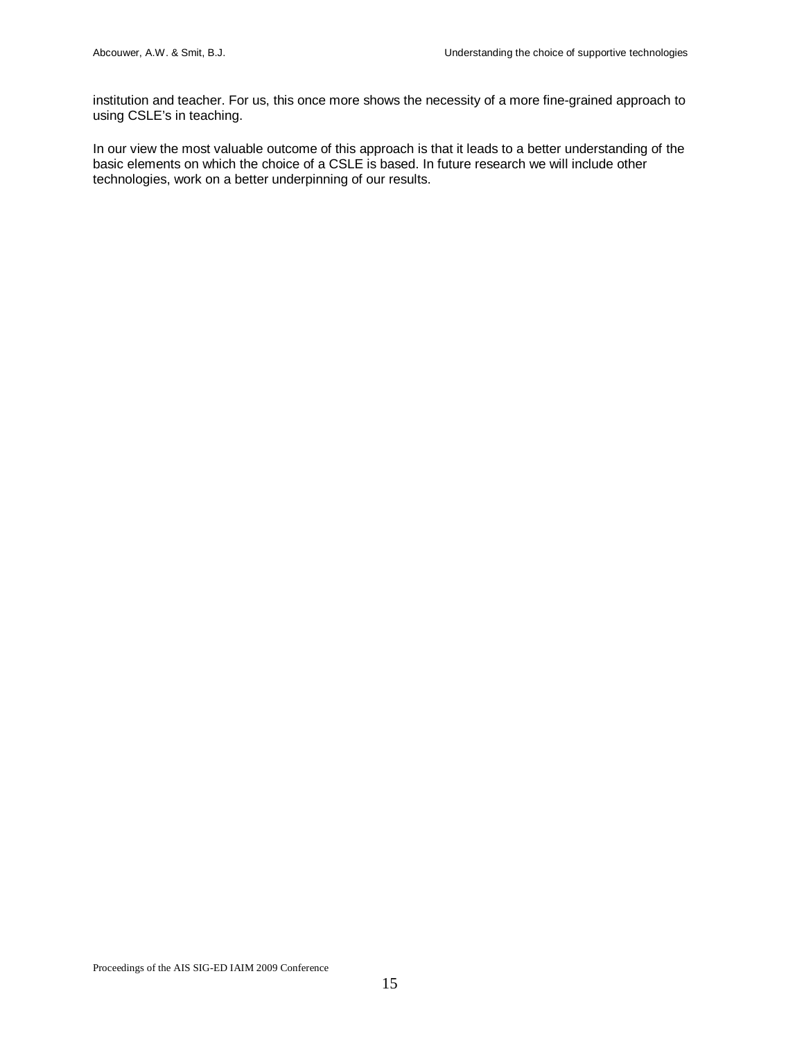institution and teacher. For us, this once more shows the necessity of a more fine-grained approach to using CSLE's in teaching.

In our view the most valuable outcome of this approach is that it leads to a better understanding of the basic elements on which the choice of a CSLE is based. In future research we will include other technologies, work on a better underpinning of our results.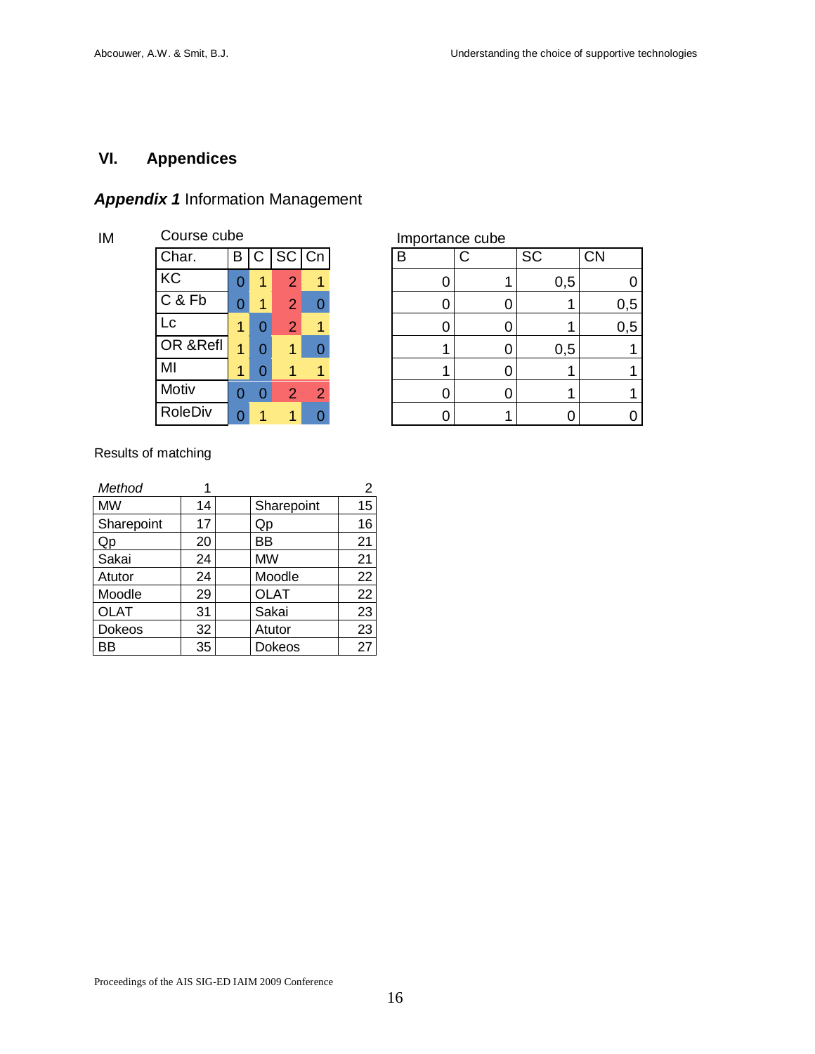# VI. Appendices

## *Appendix 1* Information Management

IM

Course cube

| Char. | B | C | SC | Cn |
|---|---|---|---|---|
| KC | 0 | 1 | 2 | 1 |
| C & Fb | 0 | 1 | 2 | 0 |
| Lc | 1 | 0 | 2 | 1 |
| OR &Refl | 1 | 0 | 1 | 0 |
| MI | 1 | 0 | 1 | 1 |
| Motiv | 0 | 0 | 2 | 2 |
| RoleDiv | 0 | 1 | 1 | 0 |

Importance cube

| B | C | SC | CN |
|---|---|---|---|
| 0 | 1 | 0,5 | 0 |
| 0 | 0 | 1 | 0,5 |
| 0 | 0 | 1 | 0,5 |
| 1 | 0 | 0,5 | 1 |
| 1 | 0 | 1 | 1 |
| 0 | 0 | 1 | 1 |
| 0 | 1 | 0 | 0 |

Results of matching

| *Method* | 1 | | | 2 |
|---|---|---|---|---|
| MW | 14 | | Sharepoint | 15 |
| Sharepoint | 17 | | Qp | 16 |
| Qp | 20 | | BB | 21 |
| Sakai | 24 | | MW | 21 |
| Atutor | 24 | | Moodle | 22 |
| Moodle | 29 | | OLAT | 22 |
| OLAT | 31 | | Sakai | 23 |
| Dokeos | 32 | | Atutor | 23 |
| BB | 35 | | Dokeos | 27 |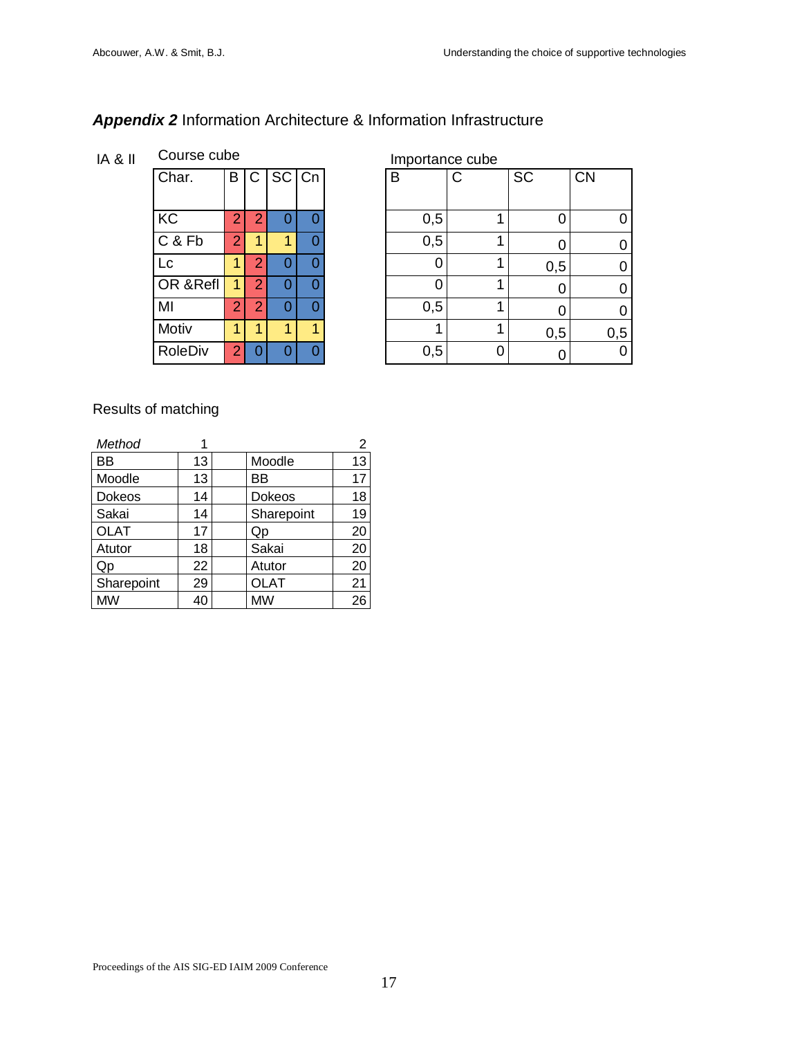## ***Appendix 2*** Information Architecture & Information Infrastructure

IA & II

Course cube

| Char. | B | C | SC | Cn |
|---|---|---|---|---|
| KC | 2 | 2 | 0 | 0 |
| C & Fb | 2 | 1 | 1 | 0 |
| Lc | 1 | 2 | 0 | 0 |
| OR &Refl | 1 | 2 | 0 | 0 |
| MI | 2 | 2 | 0 | 0 |
| Motiv | 1 | 1 | 1 | 1 |
| RoleDiv | 2 | 0 | 0 | 0 |

Importance cube

| B | C | SC | CN |
|---|---|---|---|
| 0,5 | 1 | 0 | 0 |
| 0,5 | 1 | 0 | 0 |
| 0 | 1 | 0,5 | 0 |
| 0 | 1 | 0 | 0 |
| 0,5 | 1 | 0 | 0 |
| 1 | 1 | 0,5 | 0,5 |
| 0,5 | 0 | 0 | 0 |

Results of matching

| *Method* | 1 | | | 2 |
|---|---|---|---|---|
| BB | 13 | | Moodle | 13 |
| Moodle | 13 | | BB | 17 |
| Dokeos | 14 | | Dokeos | 18 |
| Sakai | 14 | | Sharepoint | 19 |
| OLAT | 17 | | Qp | 20 |
| Atutor | 18 | | Sakai | 20 |
| Qp | 22 | | Atutor | 20 |
| Sharepoint | 29 | | OLAT | 21 |
| MW | 40 | | MW | 26 |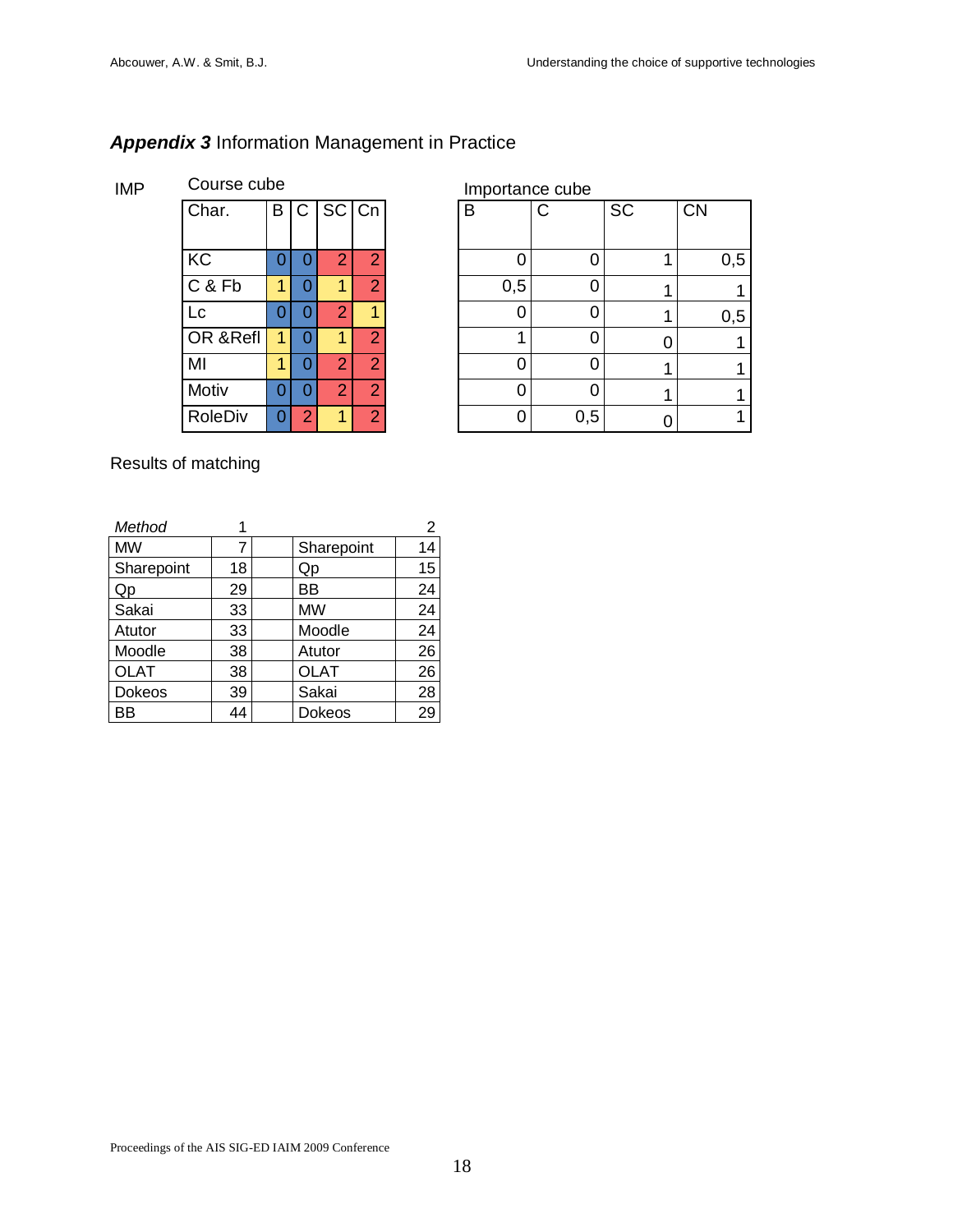## ***Appendix 3*** Information Management in Practice

IMP

Course cube

| Char. | B | C | SC | Cn |
|---|---|---|---|---|
| KC | 0 | 0 | 2 | 2 |
| C & Fb | 1 | 0 | 1 | 2 |
| Lc | 0 | 0 | 2 | 1 |
| OR &Refl | 1 | 0 | 1 | 2 |
| MI | 1 | 0 | 2 | 2 |
| Motiv | 0 | 0 | 2 | 2 |
| RoleDiv | 0 | 2 | 1 | 2 |

Importance cube

| B | C | SC | CN |
|---|---|---|---|
| 0 | 0 | 1 | 0,5 |
| 0,5 | 0 | 1 | 1 |
| 0 | 0 | 1 | 0,5 |
| 1 | 0 | 0 | 1 |
| 0 | 0 | 1 | 1 |
| 0 | 0 | 1 | 1 |
| 0 | 0,5 | 0 | 1 |

Results of matching

| *Method* | 1 | | | 2 |
|---|---|---|---|---|
| MW | 7 | | Sharepoint | 14 |
| Sharepoint | 18 | | Qp | 15 |
| Qp | 29 | | BB | 24 |
| Sakai | 33 | | MW | 24 |
| Atutor | 33 | | Moodle | 24 |
| Moodle | 38 | | Atutor | 26 |
| OLAT | 38 | | OLAT | 26 |
| Dokeos | 39 | | Sakai | 28 |
| BB | 44 | | Dokeos | 29 |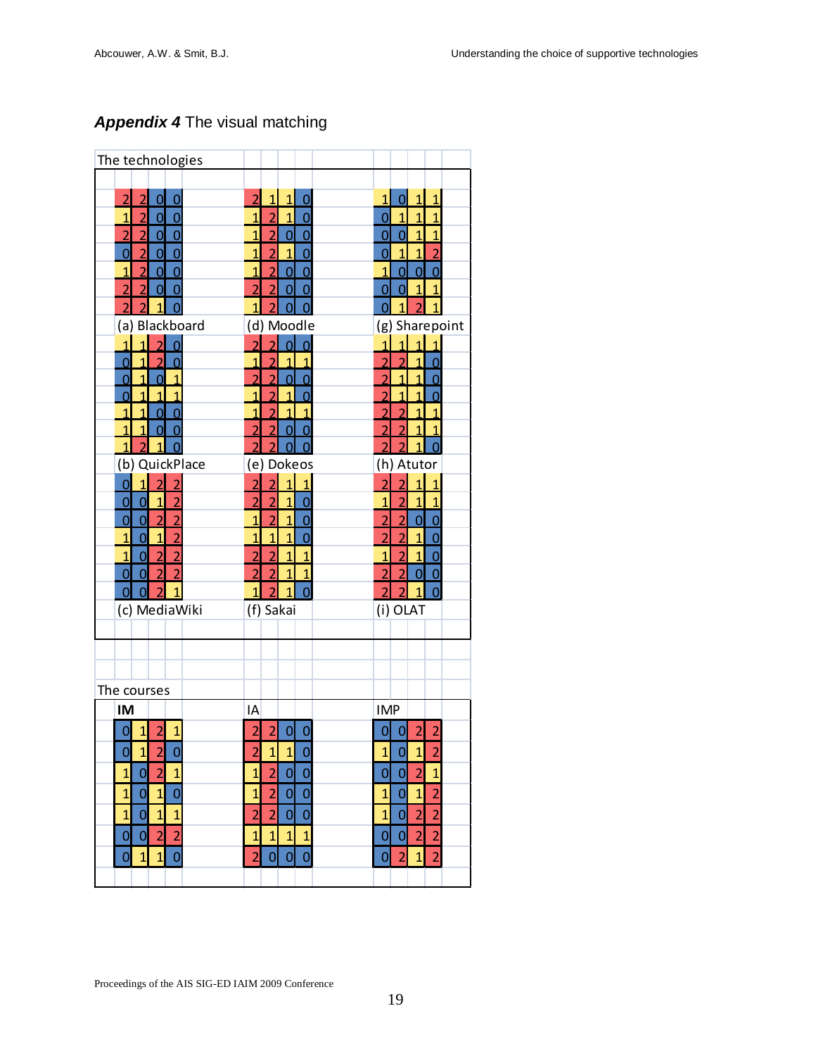## *Appendix 4* The visual matching

The technologies

**(a) Blackboard**

| | | | |
|---|---|---|---|
| 2 | 2 | 0 | 0 |
| 1 | 2 | 0 | 0 |
| 2 | 2 | 0 | 0 |
| 0 | 2 | 0 | 0 |
| 1 | 2 | 0 | 0 |
| 2 | 2 | 0 | 0 |
| 2 | 2 | 1 | 0 |

**(d) Moodle**

| | | | |
|---|---|---|---|
| 2 | 1 | 1 | 0 |
| 1 | 2 | 1 | 0 |
| 1 | 2 | 0 | 0 |
| 1 | 2 | 1 | 0 |
| 1 | 2 | 0 | 0 |
| 2 | 2 | 0 | 0 |
| 1 | 2 | 0 | 0 |

**(g) Sharepoint**

| | | | |
|---|---|---|---|
| 1 | 0 | 1 | 1 |
| 0 | 1 | 1 | 1 |
| 0 | 0 | 1 | 1 |
| 0 | 1 | 1 | 2 |
| 1 | 0 | 0 | 0 |
| 0 | 0 | 1 | 1 |
| 0 | 1 | 2 | 1 |

**(b) QuickPlace**

| | | | |
|---|---|---|---|
| 1 | 1 | 2 | 0 |
| 0 | 1 | 2 | 0 |
| 0 | 1 | 0 | 1 |
| 0 | 1 | 1 | 1 |
| 1 | 1 | 0 | 0 |
| 1 | 1 | 0 | 0 |
| 1 | 2 | 1 | 0 |

**(e) Dokeos**

| | | | |
|---|---|---|---|
| 2 | 2 | 0 | 0 |
| 1 | 2 | 1 | 1 |
| 2 | 2 | 0 | 0 |
| 1 | 2 | 1 | 0 |
| 1 | 2 | 1 | 1 |
| 2 | 2 | 0 | 0 |
| 2 | 2 | 0 | 0 |

**(h) Atutor**

| | | | |
|---|---|---|---|
| 1 | 1 | 1 | 1 |
| 2 | 2 | 1 | 0 |
| 2 | 1 | 1 | 0 |
| 2 | 1 | 1 | 0 |
| 2 | 2 | 1 | 1 |
| 2 | 2 | 1 | 1 |
| 2 | 2 | 1 | 0 |

**(c) MediaWiki**

| | | | |
|---|---|---|---|
| 0 | 1 | 2 | 2 |
| 0 | 0 | 1 | 2 |
| 0 | 0 | 2 | 2 |
| 1 | 0 | 1 | 2 |
| 1 | 0 | 2 | 2 |
| 0 | 0 | 2 | 2 |
| 0 | 0 | 2 | 1 |

**(f) Sakai**

| | | | |
|---|---|---|---|
| 2 | 2 | 1 | 1 |
| 2 | 2 | 1 | 0 |
| 1 | 2 | 1 | 0 |
| 1 | 1 | 1 | 0 |
| 2 | 2 | 1 | 1 |
| 2 | 2 | 1 | 1 |
| 1 | 2 | 1 | 0 |

**(i) OLAT**

| | | | |
|---|---|---|---|
| 2 | 2 | 1 | 1 |
| 1 | 2 | 1 | 1 |
| 2 | 2 | 0 | 0 |
| 2 | 2 | 1 | 0 |
| 1 | 2 | 1 | 0 |
| 2 | 2 | 0 | 0 |
| 2 | 2 | 1 | 0 |

The courses

**IM**

| | | | |
|---|---|---|---|
| 0 | 1 | 2 | 1 |
| 0 | 1 | 2 | 0 |
| 1 | 0 | 2 | 1 |
| 1 | 0 | 1 | 0 |
| 1 | 0 | 1 | 1 |
| 0 | 0 | 2 | 2 |
| 0 | 1 | 1 | 0 |

**IA**

| | | | |
|---|---|---|---|
| 2 | 2 | 0 | 0 |
| 2 | 1 | 1 | 0 |
| 1 | 2 | 0 | 0 |
| 1 | 2 | 0 | 0 |
| 2 | 2 | 0 | 0 |
| 1 | 1 | 1 | 1 |
| 2 | 0 | 0 | 0 |

**IMP**

| | | | |
|---|---|---|---|
| 0 | 0 | 2 | 2 |
| 1 | 0 | 1 | 2 |
| 0 | 0 | 2 | 1 |
| 1 | 0 | 1 | 2 |
| 1 | 0 | 2 | 2 |
| 0 | 0 | 2 | 2 |
| 0 | 2 | 1 | 2 |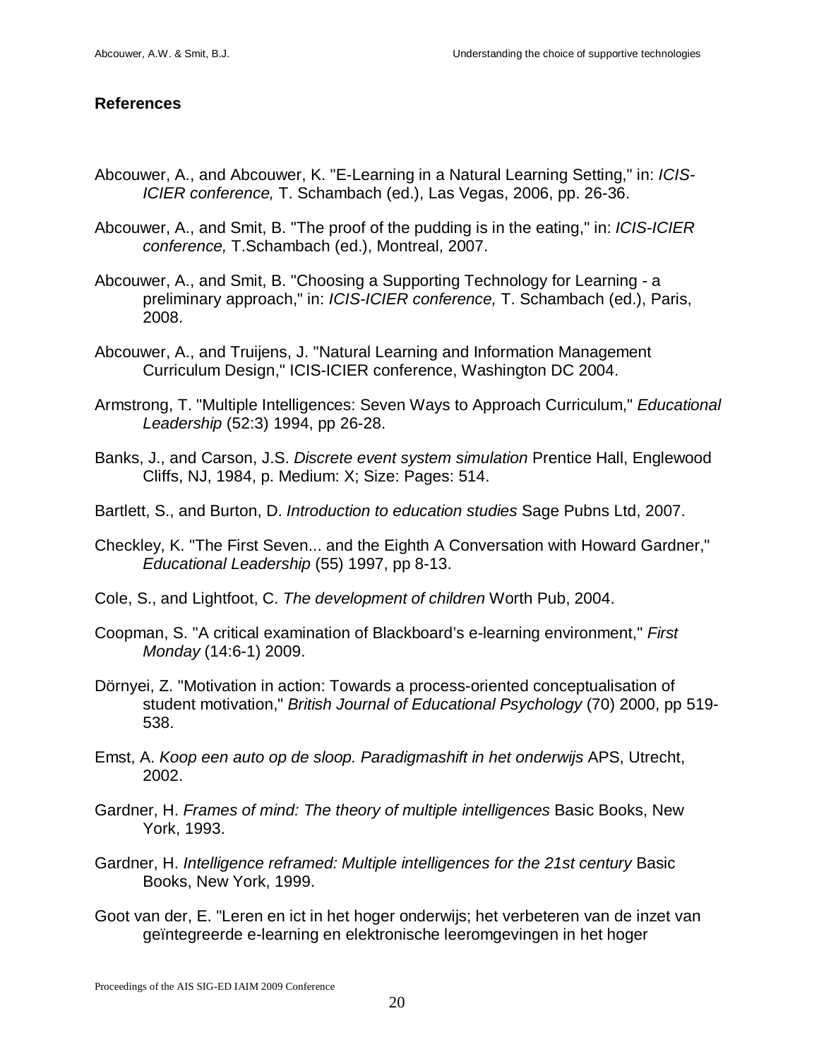## References

Abcouwer, A., and Abcouwer, K. "E-Learning in a Natural Learning Setting," in: *ICIS-ICIER conference,* T. Schambach (ed.), Las Vegas, 2006, pp. 26-36.

Abcouwer, A., and Smit, B. "The proof of the pudding is in the eating," in: *ICIS-ICIER conference,* T.Schambach (ed.), Montreal, 2007.

Abcouwer, A., and Smit, B. "Choosing a Supporting Technology for Learning - a preliminary approach," in: *ICIS-ICIER conference,* T. Schambach (ed.), Paris, 2008.

Abcouwer, A., and Truijens, J. "Natural Learning and Information Management Curriculum Design," ICIS-ICIER conference, Washington DC 2004.

Armstrong, T. "Multiple Intelligences: Seven Ways to Approach Curriculum," *Educational Leadership* (52:3) 1994, pp 26-28.

Banks, J., and Carson, J.S. *Discrete event system simulation* Prentice Hall, Englewood Cliffs, NJ, 1984, p. Medium: X; Size: Pages: 514.

Bartlett, S., and Burton, D. *Introduction to education studies* Sage Pubns Ltd, 2007.

Checkley, K. "The First Seven... and the Eighth A Conversation with Howard Gardner," *Educational Leadership* (55) 1997, pp 8-13.

Cole, S., and Lightfoot, C. *The development of children* Worth Pub, 2004.

Coopman, S. "A critical examination of Blackboard's e-learning environment," *First Monday* (14:6-1) 2009.

Dörnyei, Z. "Motivation in action: Towards a process-oriented conceptualisation of student motivation," *British Journal of Educational Psychology* (70) 2000, pp 519-538.

Emst, A. *Koop een auto op de sloop. Paradigmashift in het onderwijs* APS, Utrecht, 2002.

Gardner, H. *Frames of mind: The theory of multiple intelligences* Basic Books, New York, 1993.

Gardner, H. *Intelligence reframed: Multiple intelligences for the 21st century* Basic Books, New York, 1999.

Goot van der, E. "Leren en ict in het hoger onderwijs; het verbeteren van de inzet van geïntegreerde e-learning en elektronische leeromgevingen in het hoger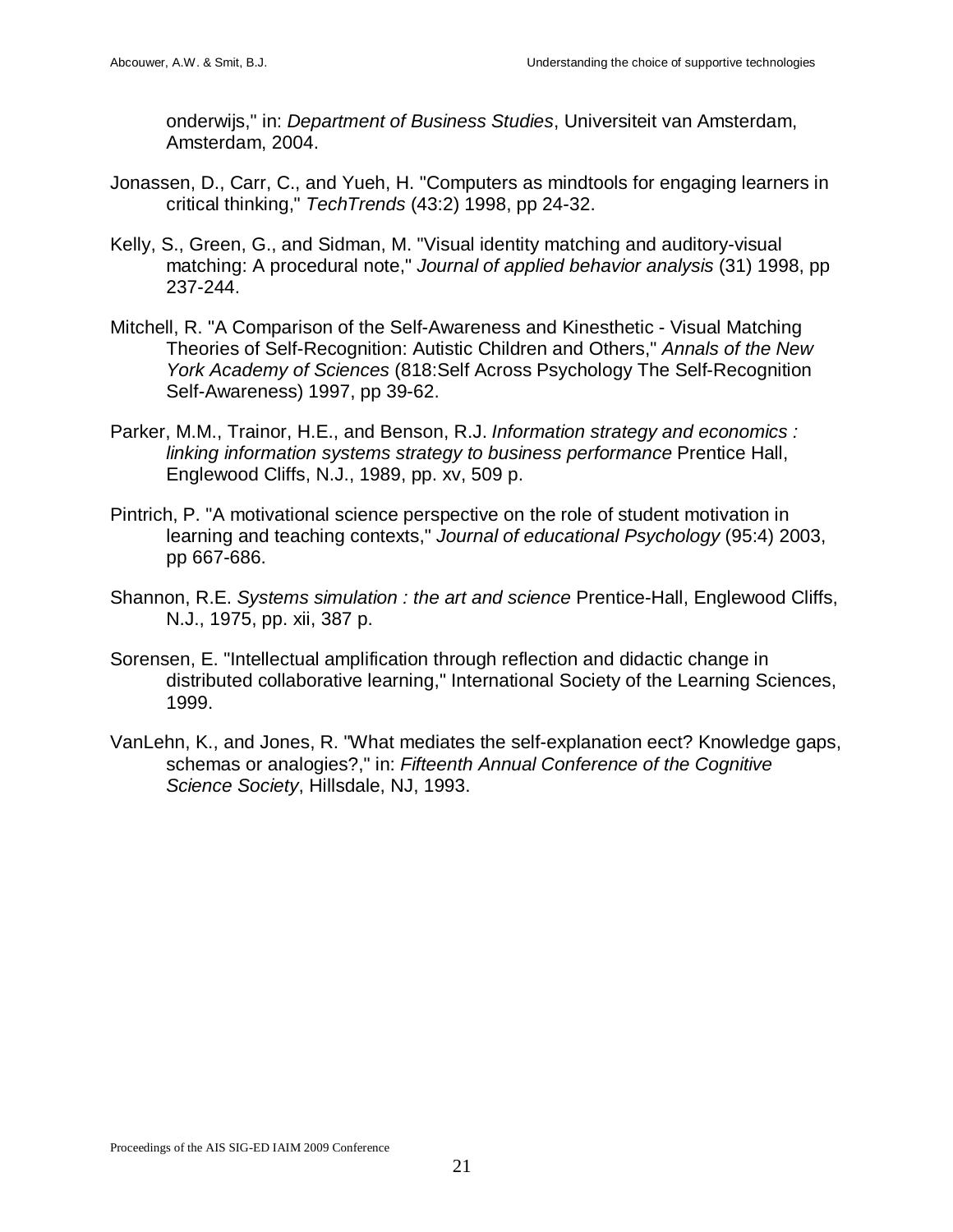onderwijs," in: *Department of Business Studies*, Universiteit van Amsterdam, Amsterdam, 2004.

Jonassen, D., Carr, C., and Yueh, H. "Computers as mindtools for engaging learners in critical thinking," *TechTrends* (43:2) 1998, pp 24-32.

Kelly, S., Green, G., and Sidman, M. "Visual identity matching and auditory-visual matching: A procedural note," *Journal of applied behavior analysis* (31) 1998, pp 237-244.

Mitchell, R. "A Comparison of the Self-Awareness and Kinesthetic - Visual Matching Theories of Self-Recognition: Autistic Children and Others," *Annals of the New York Academy of Sciences* (818:Self Across Psychology The Self-Recognition Self-Awareness) 1997, pp 39-62.

Parker, M.M., Trainor, H.E., and Benson, R.J. *Information strategy and economics : linking information systems strategy to business performance* Prentice Hall, Englewood Cliffs, N.J., 1989, pp. xv, 509 p.

Pintrich, P. "A motivational science perspective on the role of student motivation in learning and teaching contexts," *Journal of educational Psychology* (95:4) 2003, pp 667-686.

Shannon, R.E. *Systems simulation : the art and science* Prentice-Hall, Englewood Cliffs, N.J., 1975, pp. xii, 387 p.

Sorensen, E. "Intellectual amplification through reflection and didactic change in distributed collaborative learning," International Society of the Learning Sciences, 1999.

VanLehn, K., and Jones, R. "What mediates the self-explanation eect? Knowledge gaps, schemas or analogies?," in: *Fifteenth Annual Conference of the Cognitive Science Society*, Hillsdale, NJ, 1993.